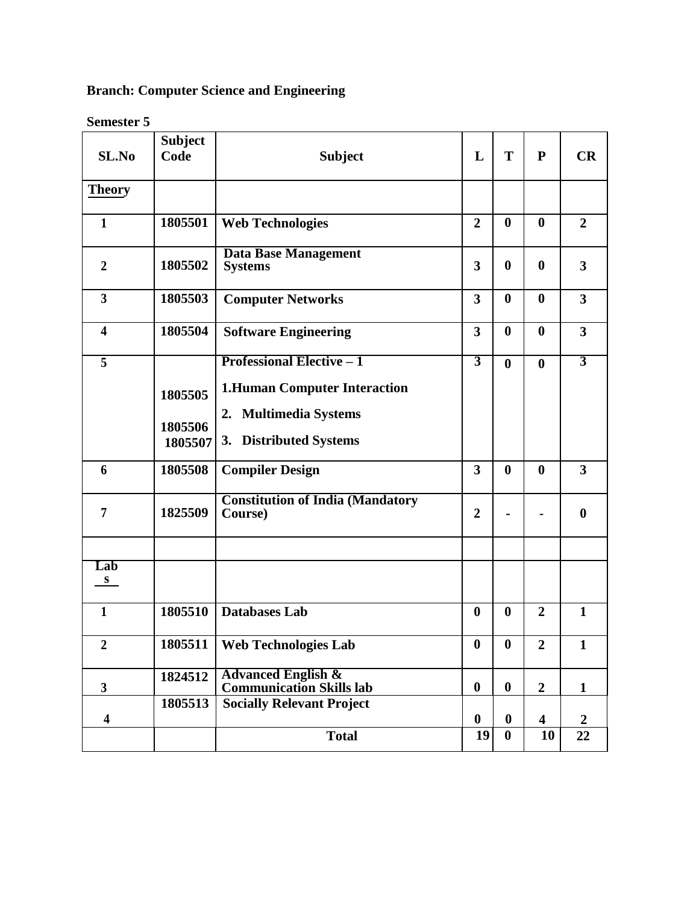**Branch: Computer Science and Engineering**

**Semester 5**

| SL.No | Subject Code | Subject | L | T | P | CR |
|---|---|---|---|---|---|---|
| **Theory** | | | | | | |
| 1 | 1805501 | Web Technologies | 2 | 0 | 0 | 2 |
| 2 | 1805502 | Data Base Management Systems | 3 | 0 | 0 | 3 |
| 3 | 1805503 | Computer Networks | 3 | 0 | 0 | 3 |
| 4 | 1805504 | Software Engineering | 3 | 0 | 0 | 3 |
| 5 | 1805505<br>1805506<br>1805507 | Professional Elective – 1<br>1.Human Computer Interaction<br>2. Multimedia Systems<br>3. Distributed Systems | 3 | 0 | 0 | 3 |
| 6 | 1805508 | Compiler Design | 3 | 0 | 0 | 3 |
| 7 | 1825509 | Constitution of India (Mandatory Course) | 2 | - | - | 0 |
| | | | | | | |
| **Labs** | | | | | | |
| 1 | 1805510 | Databases Lab | 0 | 0 | 2 | 1 |
| 2 | 1805511 | Web Technologies Lab | 0 | 0 | 2 | 1 |
| 3 | 1824512 | Advanced English & Communication Skills lab | 0 | 0 | 2 | 1 |
| 4 | 1805513 | Socially Relevant Project | 0 | 0 | 4 | 2 |
| | | **Total** | 19 | 0 | 10 | 22 |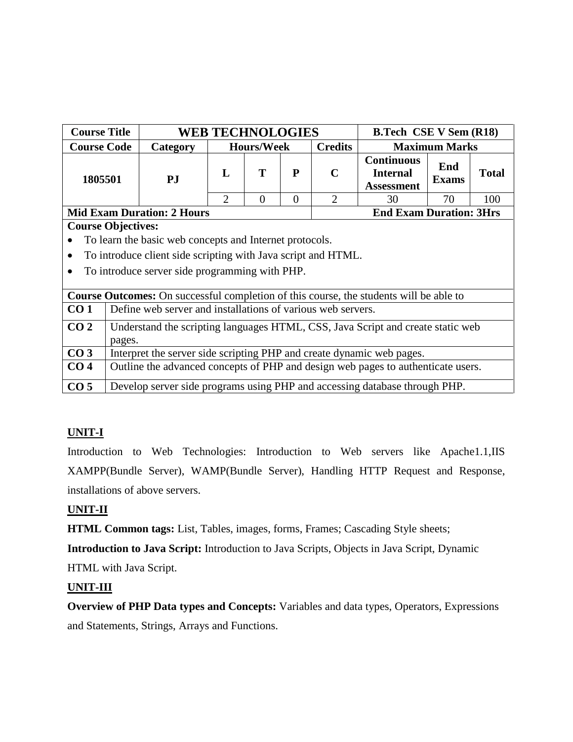| Course Title | WEB TECHNOLOGIES | | | | | B.Tech CSE V Sem (R18) | | |
|---|---|---|---|---|---|---|---|---|
| **Course Code** | **Category** | **Hours/Week** | | | **Credits** | **Maximum Marks** | | |
| 1805501 | PJ | **L** | **T** | **P** | **C** | **Continuous Internal Assessment** | **End Exams** | **Total** |
| | | 2 | 0 | 0 | 2 | 30 | 70 | 100 |
| **Mid Exam Duration: 2 Hours** | | | | | | **End Exam Duration: 3Hrs** | | |

**Course Objectives:**

- To learn the basic web concepts and Internet protocols.
- To introduce client side scripting with Java script and HTML.
- To introduce server side programming with PHP.

**Course Outcomes:** On successful completion of this course, the students will be able to

| | |
|---|---|
| **CO 1** | Define web server and installations of various web servers. |
| **CO 2** | Understand the scripting languages HTML, CSS, Java Script and create static web pages. |
| **CO 3** | Interpret the server side scripting PHP and create dynamic web pages. |
| **CO 4** | Outline the advanced concepts of PHP and design web pages to authenticate users. |
| **CO 5** | Develop server side programs using PHP and accessing database through PHP. |

**UNIT-I**

Introduction to Web Technologies: Introduction to Web servers like Apache1.1,IIS XAMPP(Bundle Server), WAMP(Bundle Server), Handling HTTP Request and Response, installations of above servers.

**UNIT-II**

**HTML Common tags:** List, Tables, images, forms, Frames; Cascading Style sheets;

**Introduction to Java Script:** Introduction to Java Scripts, Objects in Java Script, Dynamic HTML with Java Script.

**UNIT-III**

**Overview of PHP Data types and Concepts:** Variables and data types, Operators, Expressions and Statements, Strings, Arrays and Functions.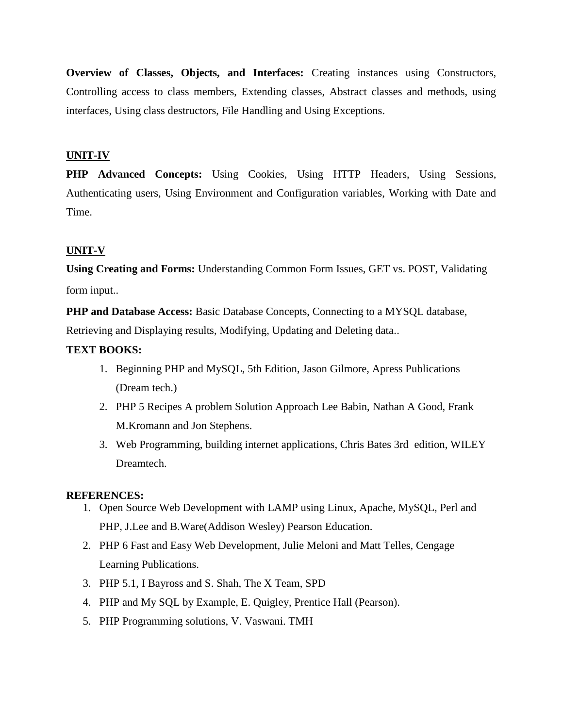**Overview of Classes, Objects, and Interfaces:** Creating instances using Constructors, Controlling access to class members, Extending classes, Abstract classes and methods, using interfaces, Using class destructors, File Handling and Using Exceptions.

## UNIT-IV

**PHP Advanced Concepts:** Using Cookies, Using HTTP Headers, Using Sessions, Authenticating users, Using Environment and Configuration variables, Working with Date and Time.

## UNIT-V

**Using Creating and Forms:** Understanding Common Form Issues, GET vs. POST, Validating form input..

**PHP and Database Access:** Basic Database Concepts, Connecting to a MYSQL database, Retrieving and Displaying results, Modifying, Updating and Deleting data..

**TEXT BOOKS:**

1. Beginning PHP and MySQL, 5th Edition, Jason Gilmore, Apress Publications (Dream tech.)
2. PHP 5 Recipes A problem Solution Approach Lee Babin, Nathan A Good, Frank M.Kromann and Jon Stephens.
3. Web Programming, building internet applications, Chris Bates 3rd edition, WILEY Dreamtech.

**REFERENCES:**

1. Open Source Web Development with LAMP using Linux, Apache, MySQL, Perl and PHP, J.Lee and B.Ware(Addison Wesley) Pearson Education.
2. PHP 6 Fast and Easy Web Development, Julie Meloni and Matt Telles, Cengage Learning Publications.
3. PHP 5.1, I Bayross and S. Shah, The X Team, SPD
4. PHP and My SQL by Example, E. Quigley, Prentice Hall (Pearson).
5. PHP Programming solutions, V. Vaswani. TMH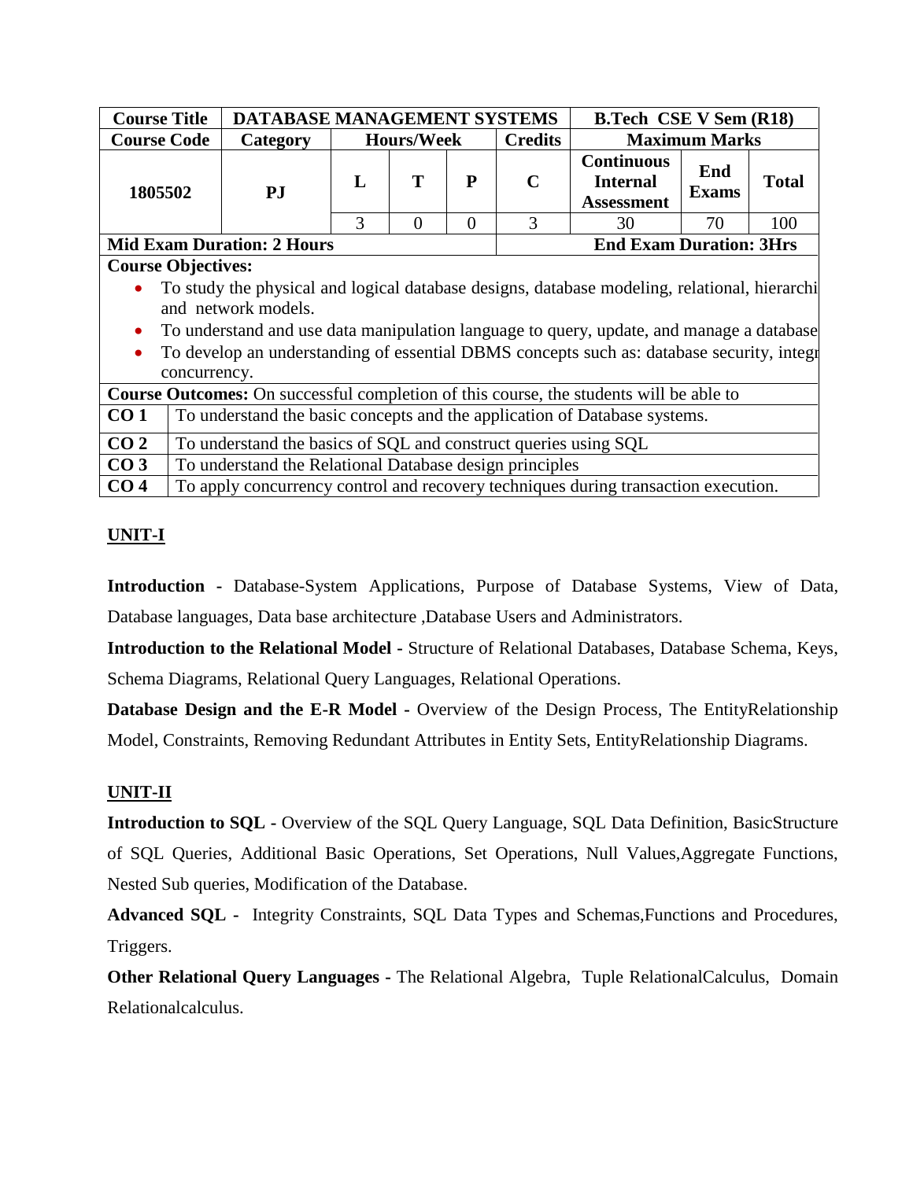| Course Title | DATABASE MANAGEMENT SYSTEMS | | | | | B.Tech CSE V Sem (R18) | | |
|---|---|---|---|---|---|---|---|---|
| **Course Code** | **Category** | **Hours/Week** | | | **Credits** | **Maximum Marks** | | |
| 1805502 | PJ | L | T | P | C | Continuous Internal Assessment | End Exams | Total |
| | | 3 | 0 | 0 | 3 | 30 | 70 | 100 |
| **Mid Exam Duration: 2 Hours** | | | | | | **End Exam Duration: 3Hrs** | | |

**Course Objectives:**

- To study the physical and logical database designs, database modeling, relational, hierarchi and network models.
- To understand and use data manipulation language to query, update, and manage a database
- To develop an understanding of essential DBMS concepts such as: database security, integr concurrency.

**Course Outcomes:** On successful completion of this course, the students will be able to

| | |
|---|---|
| **CO 1** | To understand the basic concepts and the application of Database systems. |
| **CO 2** | To understand the basics of SQL and construct queries using SQL |
| **CO 3** | To understand the Relational Database design principles |
| **CO 4** | To apply concurrency control and recovery techniques during transaction execution. |

## UNIT-I

**Introduction -** Database-System Applications, Purpose of Database Systems, View of Data, Database languages, Data base architecture ,Database Users and Administrators.

**Introduction to the Relational Model -** Structure of Relational Databases, Database Schema, Keys, Schema Diagrams, Relational Query Languages, Relational Operations.

**Database Design and the E-R Model -** Overview of the Design Process, The EntityRelationship Model, Constraints, Removing Redundant Attributes in Entity Sets, EntityRelationship Diagrams.

## UNIT-II

**Introduction to SQL -** Overview of the SQL Query Language, SQL Data Definition, BasicStructure of SQL Queries, Additional Basic Operations, Set Operations, Null Values,Aggregate Functions, Nested Sub queries, Modification of the Database.

**Advanced SQL -** Integrity Constraints, SQL Data Types and Schemas,Functions and Procedures, Triggers.

**Other Relational Query Languages -** The Relational Algebra, Tuple RelationalCalculus, Domain Relationalcalculus.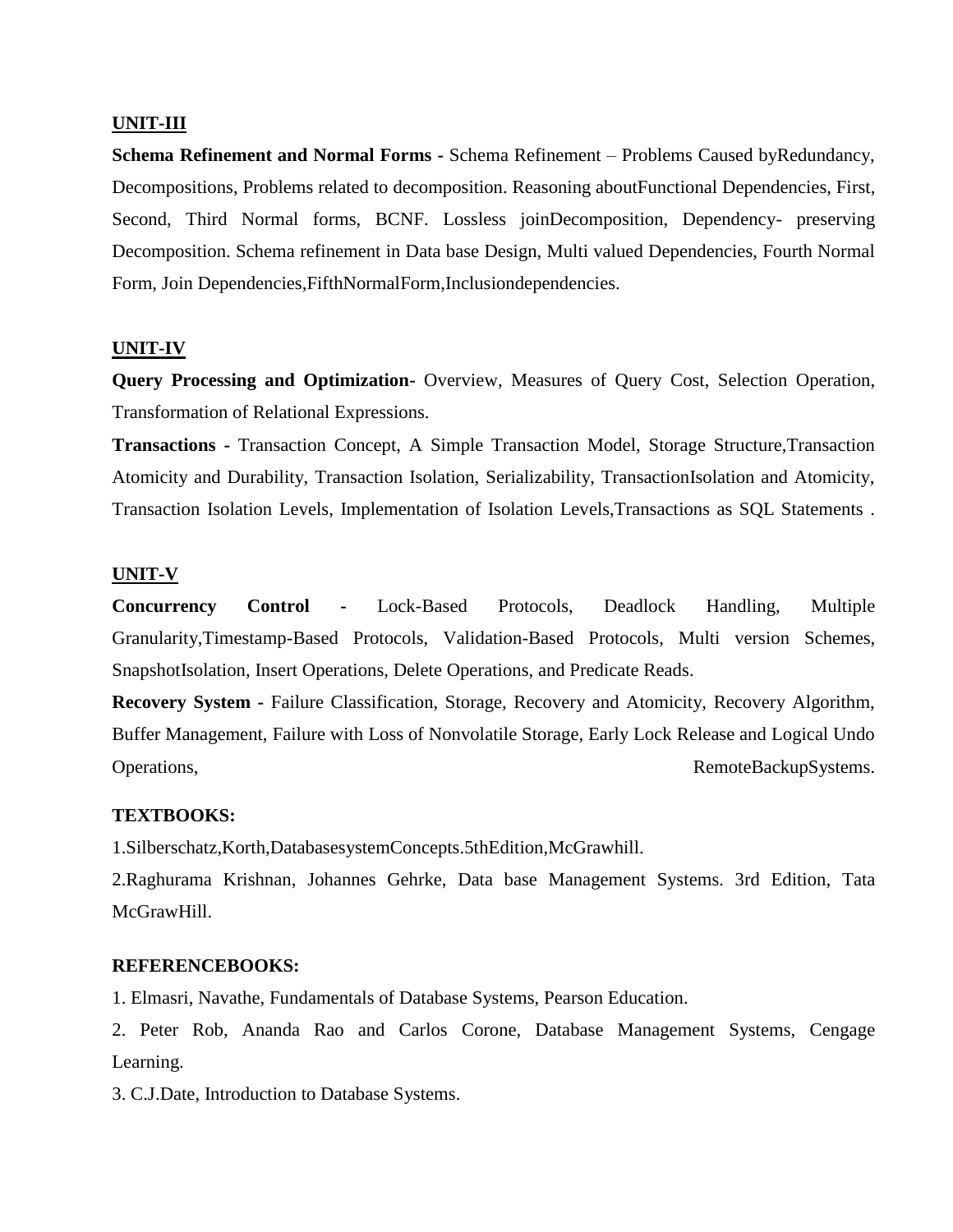## UNIT-III

**Schema Refinement and Normal Forms -** Schema Refinement – Problems Caused byRedundancy, Decompositions, Problems related to decomposition. Reasoning aboutFunctional Dependencies, First, Second, Third Normal forms, BCNF. Lossless joinDecomposition, Dependency- preserving Decomposition. Schema refinement in Data base Design, Multi valued Dependencies, Fourth Normal Form, Join Dependencies,FifthNormalForm,Inclusiondependencies.

## UNIT-IV

**Query Processing and Optimization-** Overview, Measures of Query Cost, Selection Operation, Transformation of Relational Expressions.

**Transactions -** Transaction Concept, A Simple Transaction Model, Storage Structure,Transaction Atomicity and Durability, Transaction Isolation, Serializability, TransactionIsolation and Atomicity, Transaction Isolation Levels, Implementation of Isolation Levels,Transactions as SQL Statements .

## UNIT-V

**Concurrency Control -** Lock-Based Protocols, Deadlock Handling, Multiple Granularity,Timestamp-Based Protocols, Validation-Based Protocols, Multi version Schemes, SnapshotIsolation, Insert Operations, Delete Operations, and Predicate Reads.

**Recovery System -** Failure Classification, Storage, Recovery and Atomicity, Recovery Algorithm, Buffer Management, Failure with Loss of Nonvolatile Storage, Early Lock Release and Logical Undo Operations, RemoteBackupSystems.

**TEXTBOOKS:**

1.Silberschatz,Korth,DatabasesystemConcepts.5thEdition,McGrawhill.

2.Raghurama Krishnan, Johannes Gehrke, Data base Management Systems. 3rd Edition, Tata McGrawHill.

**REFERENCEBOOKS:**

1. Elmasri, Navathe, Fundamentals of Database Systems, Pearson Education.
2. Peter Rob, Ananda Rao and Carlos Corone, Database Management Systems, Cengage Learning.
3. C.J.Date, Introduction to Database Systems.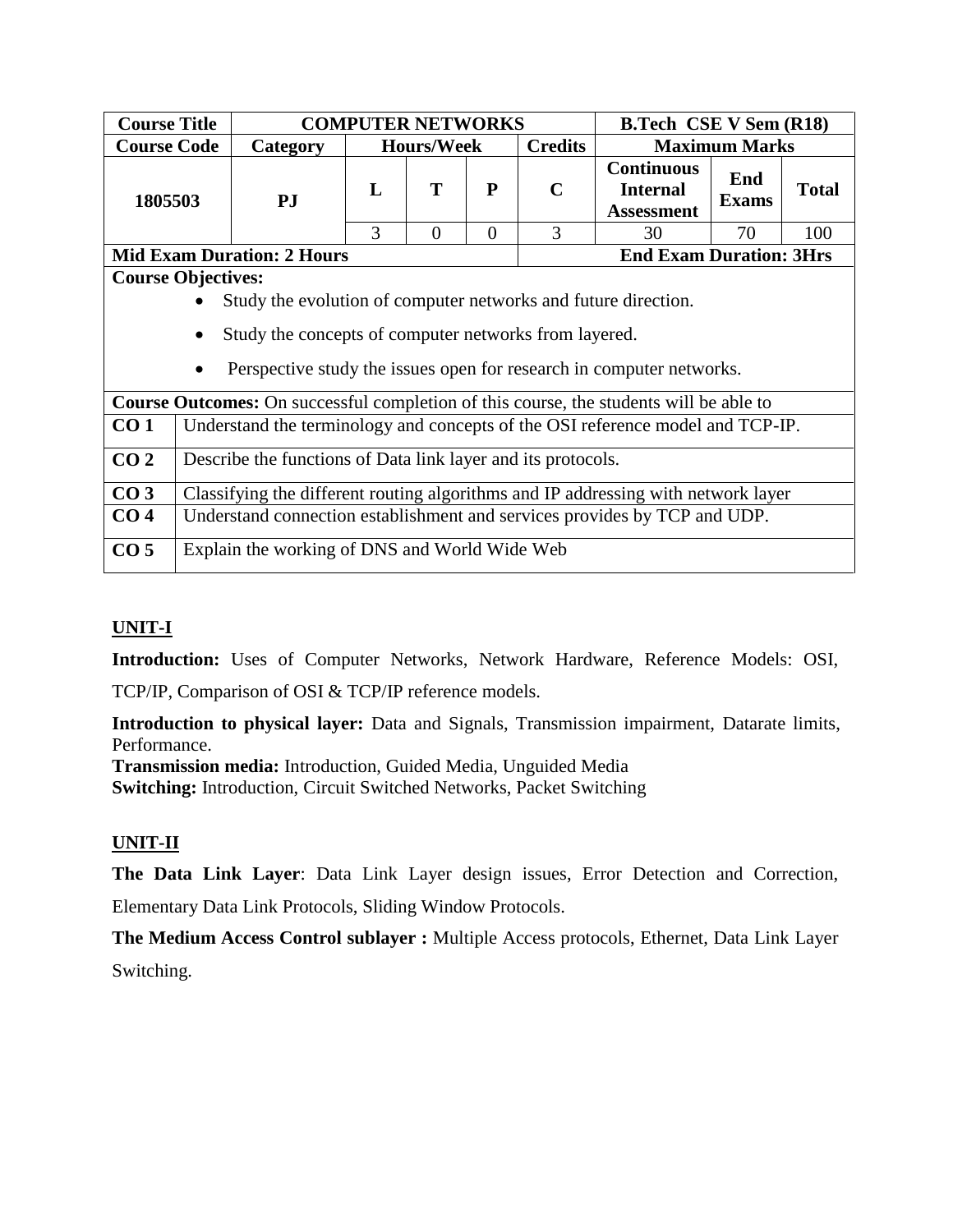| Course Title | COMPUTER NETWORKS | | | | | B.Tech CSE V Sem (R18) | | |
|---|---|---|---|---|---|---|---|---|
| Course Code | Category | Hours/Week | | | Credits | Maximum Marks | | |
| 1805503 | PJ | L | T | P | C | Continuous Internal Assessment | End Exams | Total |
| | | 3 | 0 | 0 | 3 | 30 | 70 | 100 |
| Mid Exam Duration: 2 Hours | | | | | | End Exam Duration: 3Hrs | | |

**Course Objectives:**

- Study the evolution of computer networks and future direction.
- Study the concepts of computer networks from layered.
- Perspective study the issues open for research in computer networks.

**Course Outcomes:** On successful completion of this course, the students will be able to

| | |
|---|---|
| **CO 1** | Understand the terminology and concepts of the OSI reference model and TCP-IP. |
| **CO 2** | Describe the functions of Data link layer and its protocols. |
| **CO 3** | Classifying the different routing algorithms and IP addressing with network layer |
| **CO 4** | Understand connection establishment and services provides by TCP and UDP. |
| **CO 5** | Explain the working of DNS and World Wide Web |

## UNIT-I

**Introduction:** Uses of Computer Networks, Network Hardware, Reference Models: OSI, TCP/IP, Comparison of OSI & TCP/IP reference models.

**Introduction to physical layer:** Data and Signals, Transmission impairment, Datarate limits, Performance.

**Transmission media:** Introduction, Guided Media, Unguided Media

**Switching:** Introduction, Circuit Switched Networks, Packet Switching

## UNIT-II

**The Data Link Layer**: Data Link Layer design issues, Error Detection and Correction, Elementary Data Link Protocols, Sliding Window Protocols.

**The Medium Access Control sublayer :** Multiple Access protocols, Ethernet, Data Link Layer Switching.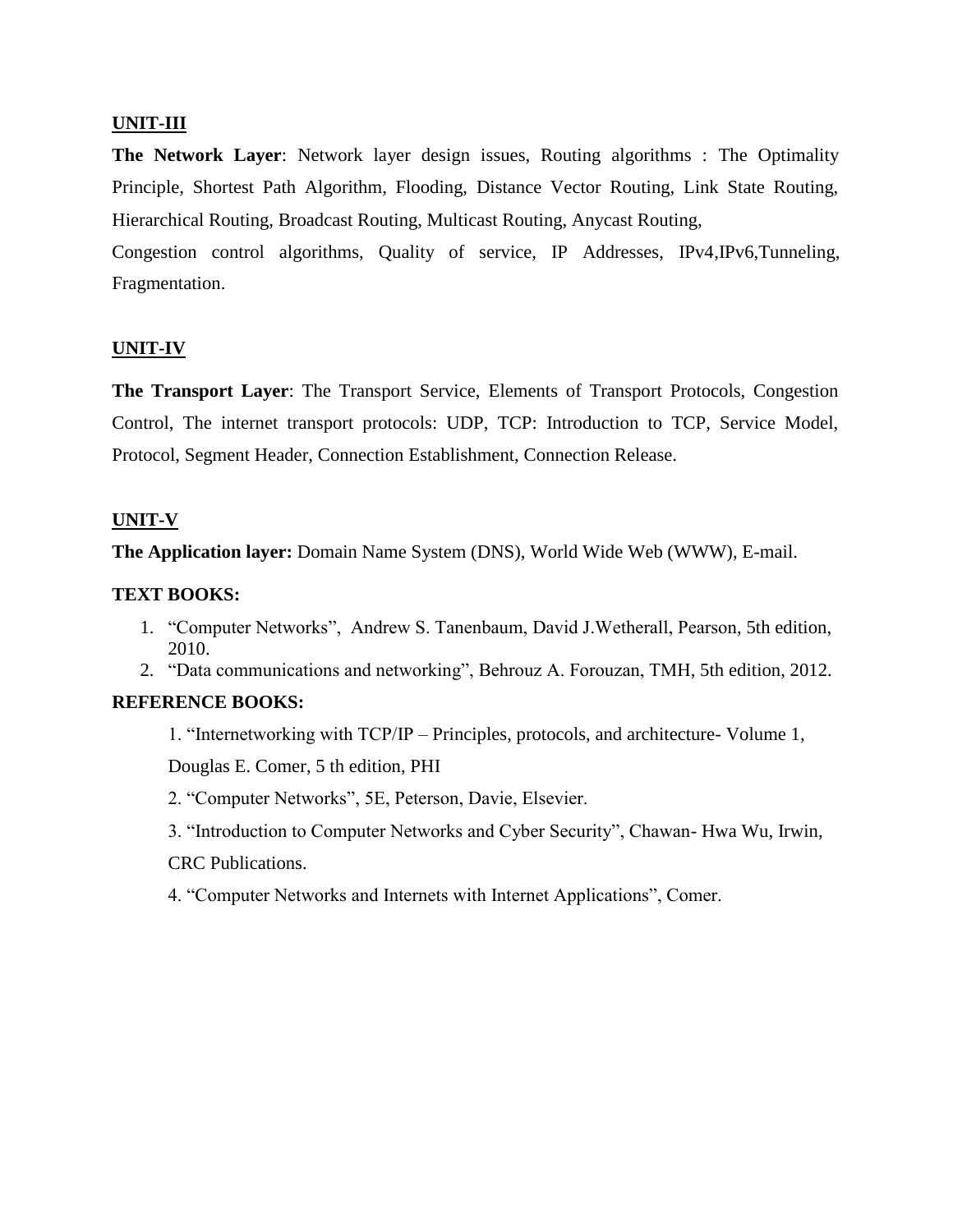## UNIT-III

**The Network Layer**: Network layer design issues, Routing algorithms : The Optimality Principle, Shortest Path Algorithm, Flooding, Distance Vector Routing, Link State Routing, Hierarchical Routing, Broadcast Routing, Multicast Routing, Anycast Routing,
Congestion control algorithms, Quality of service, IP Addresses, IPv4,IPv6,Tunneling, Fragmentation.

## UNIT-IV

**The Transport Layer**: The Transport Service, Elements of Transport Protocols, Congestion Control, The internet transport protocols: UDP, TCP: Introduction to TCP, Service Model, Protocol, Segment Header, Connection Establishment, Connection Release.

## UNIT-V

**The Application layer:** Domain Name System (DNS), World Wide Web (WWW), E-mail.

### TEXT BOOKS:

1. "Computer Networks", Andrew S. Tanenbaum, David J.Wetherall, Pearson, 5th edition, 2010.
2. "Data communications and networking", Behrouz A. Forouzan, TMH, 5th edition, 2012.

### REFERENCE BOOKS:

1. "Internetworking with TCP/IP – Principles, protocols, and architecture- Volume 1, Douglas E. Comer, 5 th edition, PHI
2. "Computer Networks", 5E, Peterson, Davie, Elsevier.
3. "Introduction to Computer Networks and Cyber Security", Chawan- Hwa Wu, Irwin, CRC Publications.
4. "Computer Networks and Internets with Internet Applications", Comer.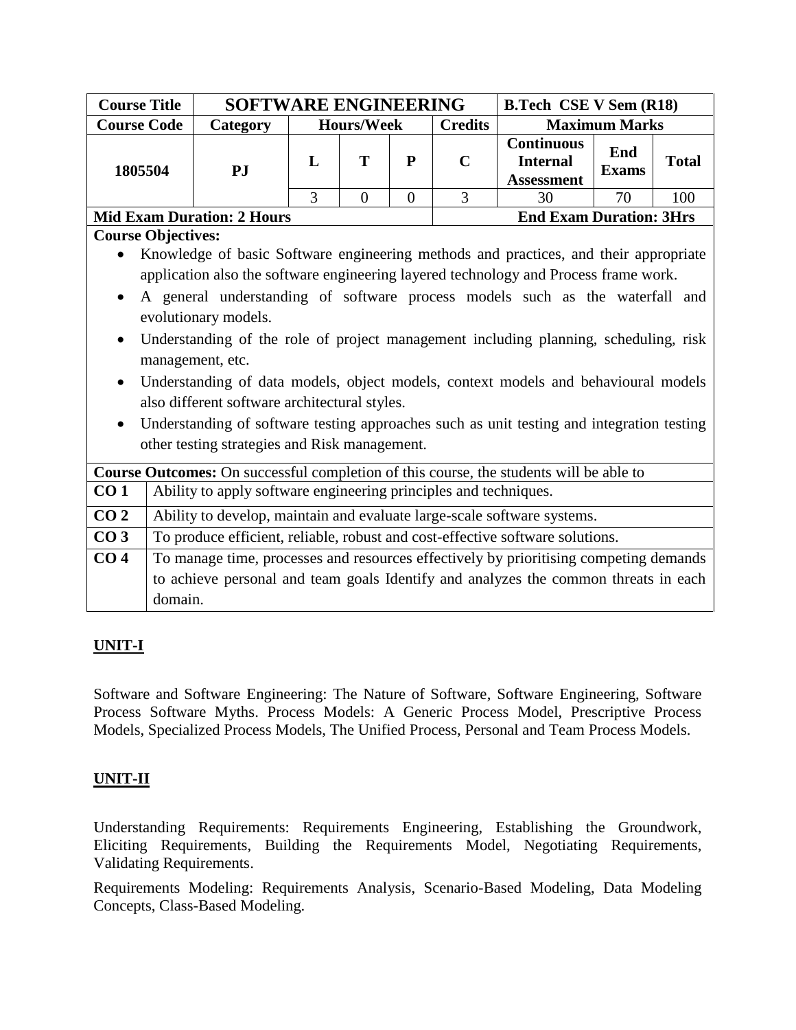| Course Title | SOFTWARE ENGINEERING | | | | | B.Tech CSE V Sem (R18) | | |
|---|---|---|---|---|---|---|---|---|
| **Course Code** | **Category** | **Hours/Week** | | | **Credits** | **Maximum Marks** | | |
| **1805504** | **PJ** | **L** | **T** | **P** | **C** | **Continuous Internal Assessment** | **End Exams** | **Total** |
| | | 3 | 0 | 0 | 3 | 30 | 70 | 100 |
| **Mid Exam Duration: 2 Hours** | | | | | | **End Exam Duration: 3Hrs** | | |

**Course Objectives:**

- Knowledge of basic Software engineering methods and practices, and their appropriate application also the software engineering layered technology and Process frame work.
- A general understanding of software process models such as the waterfall and evolutionary models.
- Understanding of the role of project management including planning, scheduling, risk management, etc.
- Understanding of data models, object models, context models and behavioural models also different software architectural styles.
- Understanding of software testing approaches such as unit testing and integration testing other testing strategies and Risk management.

**Course Outcomes:** On successful completion of this course, the students will be able to

| | |
|---|---|
| **CO 1** | Ability to apply software engineering principles and techniques. |
| **CO 2** | Ability to develop, maintain and evaluate large-scale software systems. |
| **CO 3** | To produce efficient, reliable, robust and cost-effective software solutions. |
| **CO 4** | To manage time, processes and resources effectively by prioritising competing demands to achieve personal and team goals Identify and analyzes the common threats in each domain. |

## UNIT-I

Software and Software Engineering: The Nature of Software, Software Engineering, Software Process Software Myths. Process Models: A Generic Process Model, Prescriptive Process Models, Specialized Process Models, The Unified Process, Personal and Team Process Models.

## UNIT-II

Understanding Requirements: Requirements Engineering, Establishing the Groundwork, Eliciting Requirements, Building the Requirements Model, Negotiating Requirements, Validating Requirements.

Requirements Modeling: Requirements Analysis, Scenario-Based Modeling, Data Modeling Concepts, Class-Based Modeling.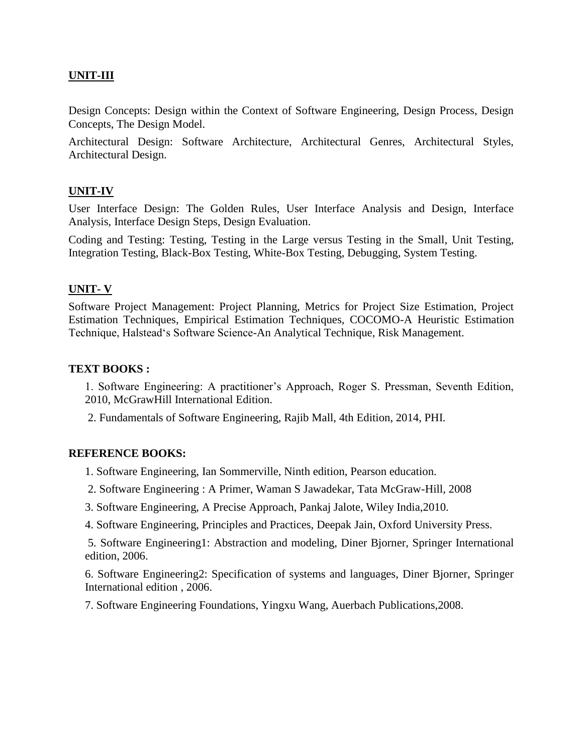## UNIT-III

Design Concepts: Design within the Context of Software Engineering, Design Process, Design Concepts, The Design Model.

Architectural Design: Software Architecture, Architectural Genres, Architectural Styles, Architectural Design.

## UNIT-IV

User Interface Design: The Golden Rules, User Interface Analysis and Design, Interface Analysis, Interface Design Steps, Design Evaluation.

Coding and Testing: Testing, Testing in the Large versus Testing in the Small, Unit Testing, Integration Testing, Black-Box Testing, White-Box Testing, Debugging, System Testing.

## UNIT- V

Software Project Management: Project Planning, Metrics for Project Size Estimation, Project Estimation Techniques, Empirical Estimation Techniques, COCOMO-A Heuristic Estimation Technique, Halstead's Software Science-An Analytical Technique, Risk Management.

**TEXT BOOKS :**

1. Software Engineering: A practitioner's Approach, Roger S. Pressman, Seventh Edition, 2010, McGrawHill International Edition.
2. Fundamentals of Software Engineering, Rajib Mall, 4th Edition, 2014, PHI.

**REFERENCE BOOKS:**

1. Software Engineering, Ian Sommerville, Ninth edition, Pearson education.
2. Software Engineering : A Primer, Waman S Jawadekar, Tata McGraw-Hill, 2008
3. Software Engineering, A Precise Approach, Pankaj Jalote, Wiley India,2010.
4. Software Engineering, Principles and Practices, Deepak Jain, Oxford University Press.
5. Software Engineering1: Abstraction and modeling, Diner Bjorner, Springer International edition, 2006.
6. Software Engineering2: Specification of systems and languages, Diner Bjorner, Springer International edition , 2006.
7. Software Engineering Foundations, Yingxu Wang, Auerbach Publications,2008.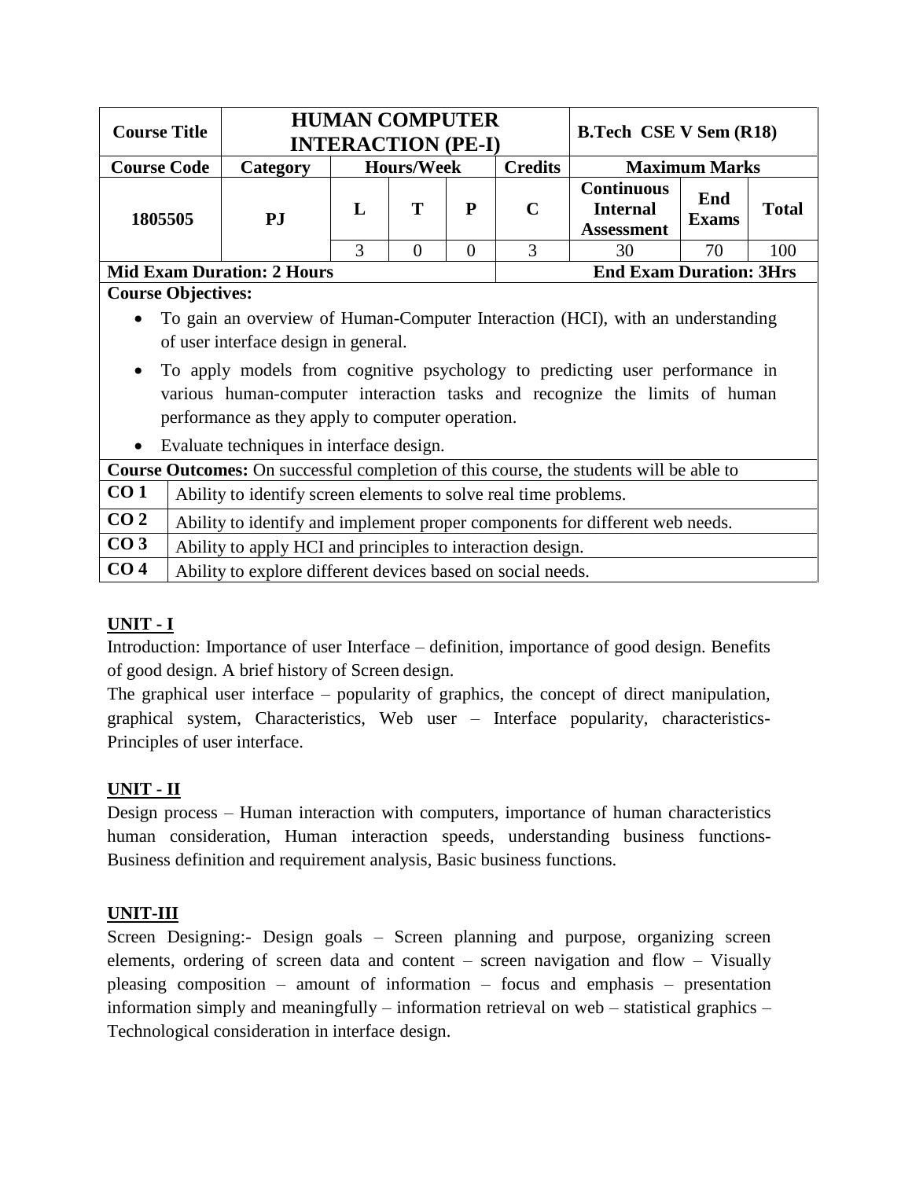| Course Title | HUMAN COMPUTER INTERACTION (PE-I) | | | | | B.Tech CSE V Sem (R18) | | |
|---|---|---|---|---|---|---|---|---|
| **Course Code** | **Category** | **Hours/Week** | | | **Credits** | **Maximum Marks** | | |
| 1805505 | PJ | L | T | P | C | Continuous Internal Assessment | End Exams | Total |
| | | 3 | 0 | 0 | 3 | 30 | 70 | 100 |
| **Mid Exam Duration: 2 Hours** | | | | | | **End Exam Duration: 3Hrs** | | |

**Course Objectives:**

- To gain an overview of Human-Computer Interaction (HCI), with an understanding of user interface design in general.
- To apply models from cognitive psychology to predicting user performance in various human-computer interaction tasks and recognize the limits of human performance as they apply to computer operation.
- Evaluate techniques in interface design.

**Course Outcomes:** On successful completion of this course, the students will be able to

| | |
|---|---|
| **CO 1** | Ability to identify screen elements to solve real time problems. |
| **CO 2** | Ability to identify and implement proper components for different web needs. |
| **CO 3** | Ability to apply HCI and principles to interaction design. |
| **CO 4** | Ability to explore different devices based on social needs. |

## UNIT - I

Introduction: Importance of user Interface – definition, importance of good design. Benefits of good design. A brief history of Screen design.

The graphical user interface – popularity of graphics, the concept of direct manipulation, graphical system, Characteristics, Web user – Interface popularity, characteristics-Principles of user interface.

## UNIT - II

Design process – Human interaction with computers, importance of human characteristics human consideration, Human interaction speeds, understanding business functions-Business definition and requirement analysis, Basic business functions.

## UNIT-III

Screen Designing:- Design goals – Screen planning and purpose, organizing screen elements, ordering of screen data and content – screen navigation and flow – Visually pleasing composition – amount of information – focus and emphasis – presentation information simply and meaningfully – information retrieval on web – statistical graphics – Technological consideration in interface design.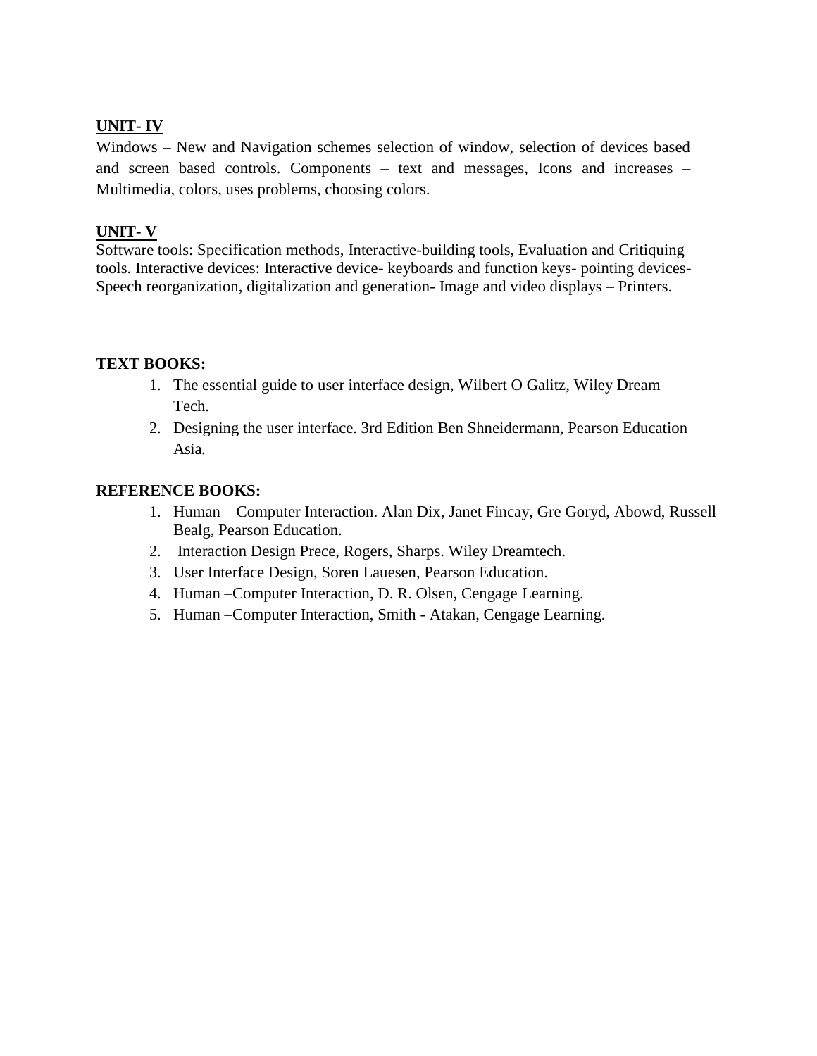**UNIT- IV**

Windows – New and Navigation schemes selection of window, selection of devices based and screen based controls. Components – text and messages, Icons and increases – Multimedia, colors, uses problems, choosing colors.

**UNIT- V**

Software tools: Specification methods, Interactive-building tools, Evaluation and Critiquing tools. Interactive devices: Interactive device- keyboards and function keys- pointing devices- Speech reorganization, digitalization and generation- Image and video displays – Printers.

**TEXT BOOKS:**

1. The essential guide to user interface design, Wilbert O Galitz, Wiley Dream Tech.
2. Designing the user interface. 3rd Edition Ben Shneidermann, Pearson Education Asia.

**REFERENCE BOOKS:**

1. Human – Computer Interaction. Alan Dix, Janet Fincay, Gre Goryd, Abowd, Russell Bealg, Pearson Education.
2. Interaction Design Prece, Rogers, Sharps. Wiley Dreamtech.
3. User Interface Design, Soren Lauesen, Pearson Education.
4. Human –Computer Interaction, D. R. Olsen, Cengage Learning.
5. Human –Computer Interaction, Smith - Atakan, Cengage Learning.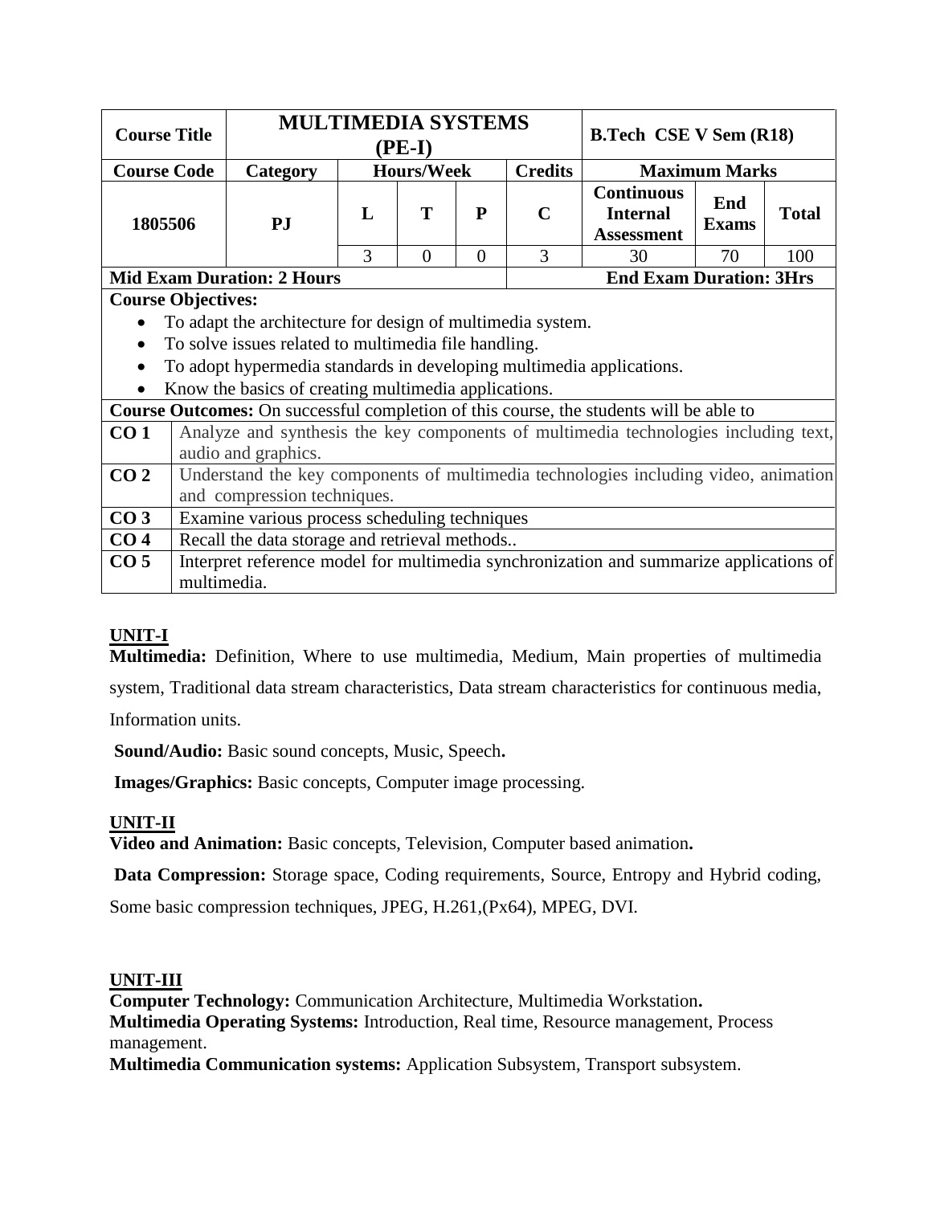| Course Title | MULTIMEDIA SYSTEMS (PE-I) | | | | | B.Tech CSE V Sem (R18) | | |
|---|---|---|---|---|---|---|---|---|
| **Course Code** | **Category** | **Hours/Week** | | | **Credits** | **Maximum Marks** | | |
| 1805506 | PJ | L | T | P | C | Continuous Internal Assessment | End Exams | Total |
| | | 3 | 0 | 0 | 3 | 30 | 70 | 100 |
| **Mid Exam Duration: 2 Hours** | | | | | | **End Exam Duration: 3Hrs** | | |

**Course Objectives:**

- To adapt the architecture for design of multimedia system.
- To solve issues related to multimedia file handling.
- To adopt hypermedia standards in developing multimedia applications.
- Know the basics of creating multimedia applications.

**Course Outcomes:** On successful completion of this course, the students will be able to

| | |
|---|---|
| **CO 1** | Analyze and synthesis the key components of multimedia technologies including text, audio and graphics. |
| **CO 2** | Understand the key components of multimedia technologies including video, animation and compression techniques. |
| **CO 3** | Examine various process scheduling techniques |
| **CO 4** | Recall the data storage and retrieval methods.. |
| **CO 5** | Interpret reference model for multimedia synchronization and summarize applications of multimedia. |

## UNIT-I

**Multimedia:** Definition, Where to use multimedia, Medium, Main properties of multimedia system, Traditional data stream characteristics, Data stream characteristics for continuous media, Information units.

**Sound/Audio:** Basic sound concepts, Music, Speech**.**

**Images/Graphics:** Basic concepts, Computer image processing.

## UNIT-II

**Video and Animation:** Basic concepts, Television, Computer based animation**.**

**Data Compression:** Storage space, Coding requirements, Source, Entropy and Hybrid coding, Some basic compression techniques, JPEG, H.261,(Px64), MPEG, DVI.

## UNIT-III

**Computer Technology:** Communication Architecture, Multimedia Workstation**.**

**Multimedia Operating Systems:** Introduction, Real time, Resource management, Process management.

**Multimedia Communication systems:** Application Subsystem, Transport subsystem.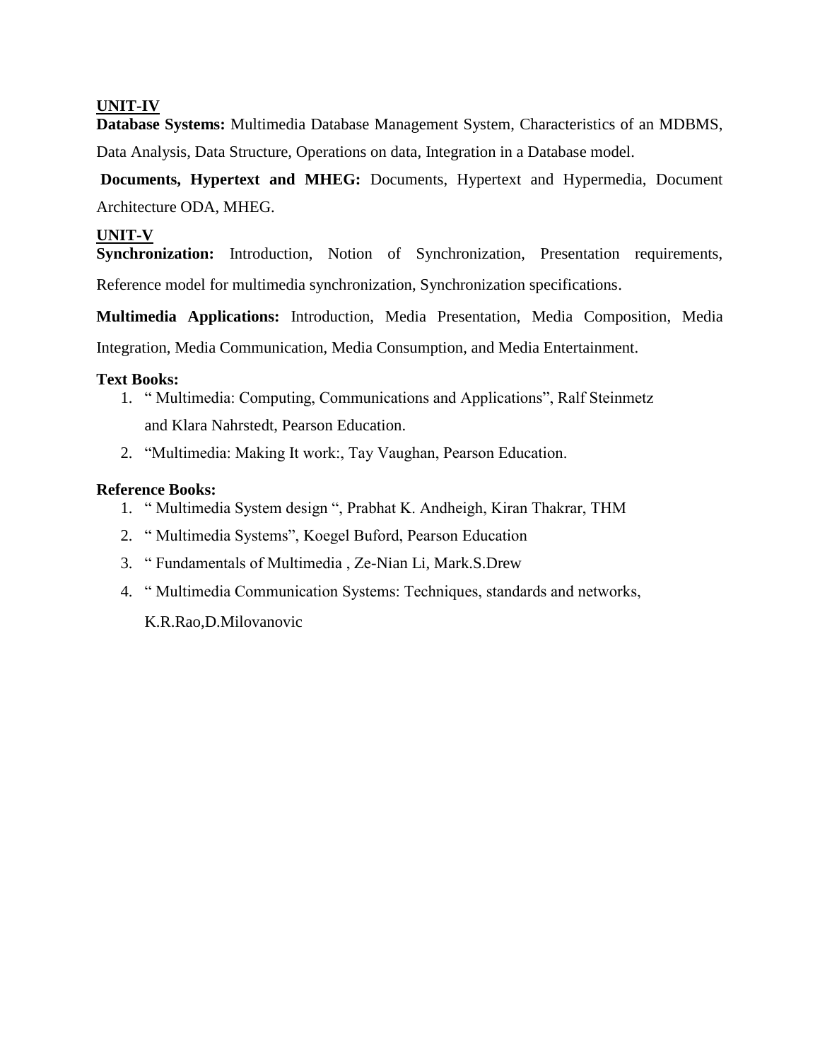## UNIT-IV

**Database Systems:** Multimedia Database Management System, Characteristics of an MDBMS, Data Analysis, Data Structure, Operations on data, Integration in a Database model.

**Documents, Hypertext and MHEG:** Documents, Hypertext and Hypermedia, Document Architecture ODA, MHEG.

## UNIT-V

**Synchronization:** Introduction, Notion of Synchronization, Presentation requirements, Reference model for multimedia synchronization, Synchronization specifications.

**Multimedia Applications:** Introduction, Media Presentation, Media Composition, Media Integration, Media Communication, Media Consumption, and Media Entertainment.

**Text Books:**

1. " Multimedia: Computing, Communications and Applications", Ralf Steinmetz and Klara Nahrstedt, Pearson Education.
2. "Multimedia: Making It work:, Tay Vaughan, Pearson Education.

**Reference Books:**

1. " Multimedia System design ", Prabhat K. Andheigh, Kiran Thakrar, THM
2. " Multimedia Systems", Koegel Buford, Pearson Education
3. " Fundamentals of Multimedia , Ze-Nian Li, Mark.S.Drew
4. " Multimedia Communication Systems: Techniques, standards and networks, K.R.Rao,D.Milovanovic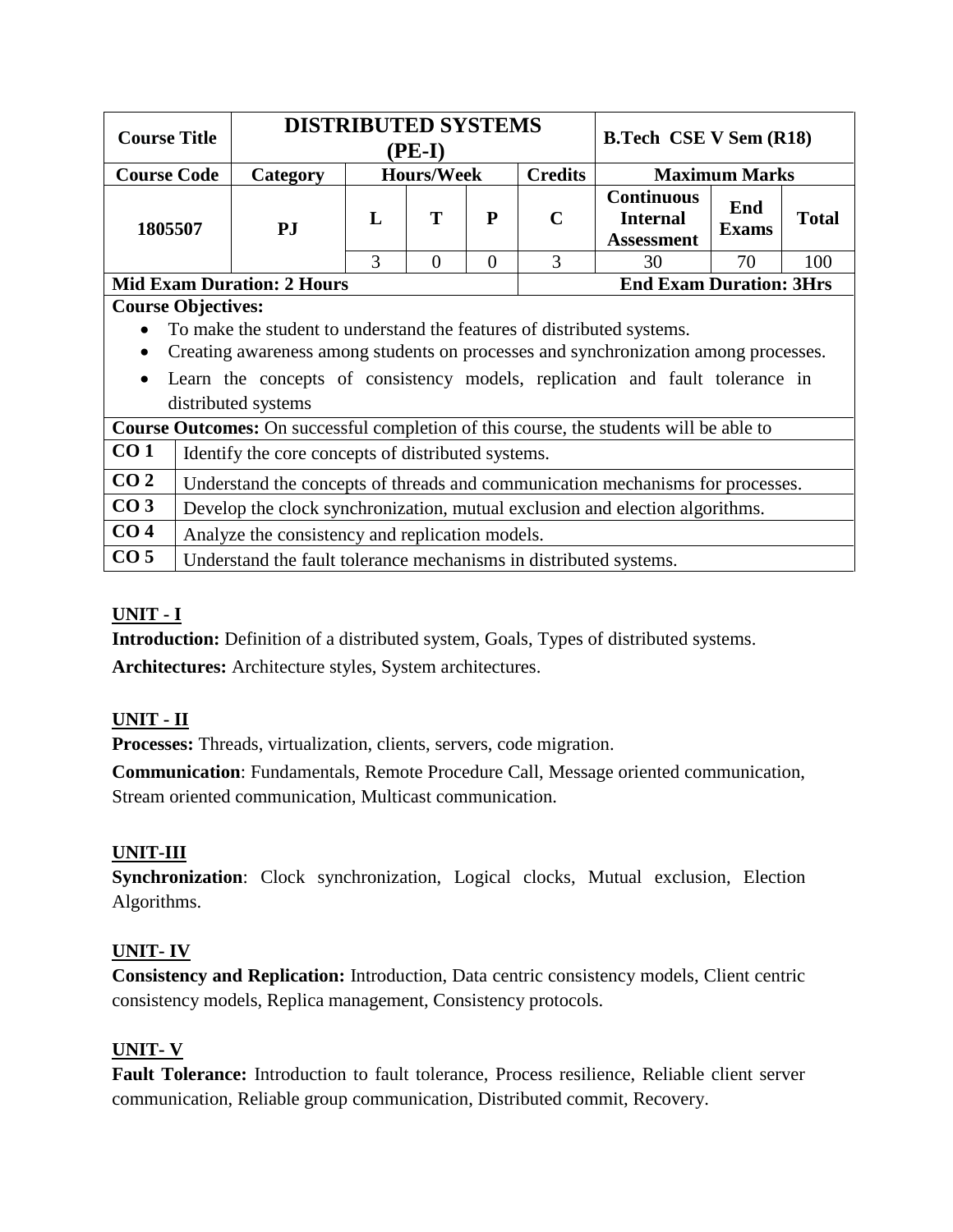| Course Title | DISTRIBUTED SYSTEMS (PE-I) | | | | | B.Tech CSE V Sem (R18) | | |
|---|---|---|---|---|---|---|---|---|
| **Course Code** | **Category** | **Hours/Week** | | | **Credits** | **Maximum Marks** | | |
| 1805507 | PJ | **L** | **T** | **P** | **C** | **Continuous Internal Assessment** | **End Exams** | **Total** |
| | | 3 | 0 | 0 | 3 | 30 | 70 | 100 |
| **Mid Exam Duration: 2 Hours** | | | | | **End Exam Duration: 3Hrs** | | | |

**Course Objectives:**

- To make the student to understand the features of distributed systems.
- Creating awareness among students on processes and synchronization among processes.
- Learn the concepts of consistency models, replication and fault tolerance in distributed systems

**Course Outcomes:** On successful completion of this course, the students will be able to

| | |
|---|---|
| **CO 1** | Identify the core concepts of distributed systems. |
| **CO 2** | Understand the concepts of threads and communication mechanisms for processes. |
| **CO 3** | Develop the clock synchronization, mutual exclusion and election algorithms. |
| **CO 4** | Analyze the consistency and replication models. |
| **CO 5** | Understand the fault tolerance mechanisms in distributed systems. |

## UNIT - I

**Introduction:** Definition of a distributed system, Goals, Types of distributed systems.

**Architectures:** Architecture styles, System architectures.

## UNIT - II

**Processes:** Threads, virtualization, clients, servers, code migration.

**Communication**: Fundamentals, Remote Procedure Call, Message oriented communication, Stream oriented communication, Multicast communication.

## UNIT-III

**Synchronization**: Clock synchronization, Logical clocks, Mutual exclusion, Election Algorithms.

## UNIT- IV

**Consistency and Replication:** Introduction, Data centric consistency models, Client centric consistency models, Replica management, Consistency protocols.

## UNIT- V

**Fault Tolerance:** Introduction to fault tolerance, Process resilience, Reliable client server communication, Reliable group communication, Distributed commit, Recovery.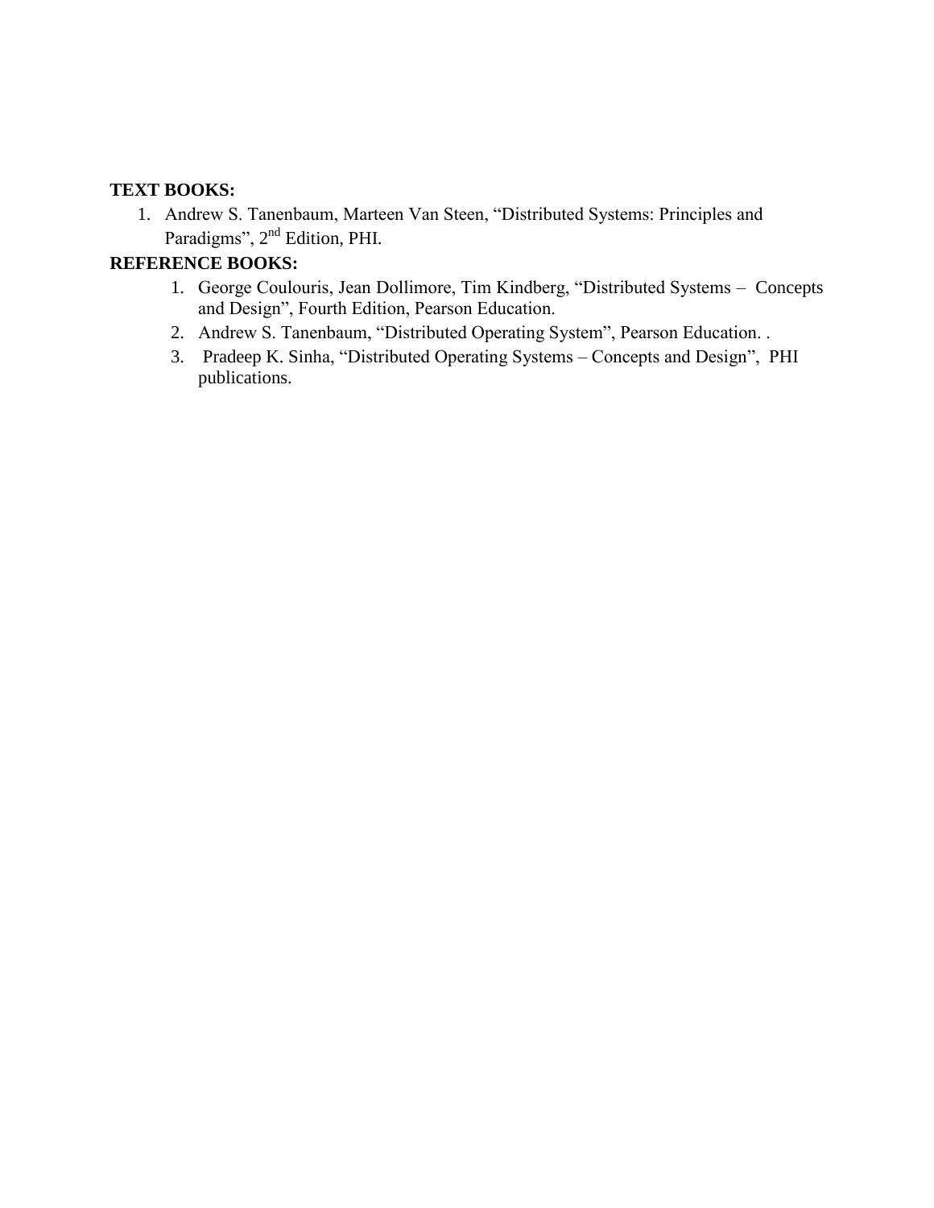**TEXT BOOKS:**

1. Andrew S. Tanenbaum, Marteen Van Steen, "Distributed Systems: Principles and Paradigms", 2nd Edition, PHI.

**REFERENCE BOOKS:**

1. George Coulouris, Jean Dollimore, Tim Kindberg, "Distributed Systems – Concepts and Design", Fourth Edition, Pearson Education.
2. Andrew S. Tanenbaum, "Distributed Operating System", Pearson Education. .
3. Pradeep K. Sinha, "Distributed Operating Systems – Concepts and Design", PHI publications.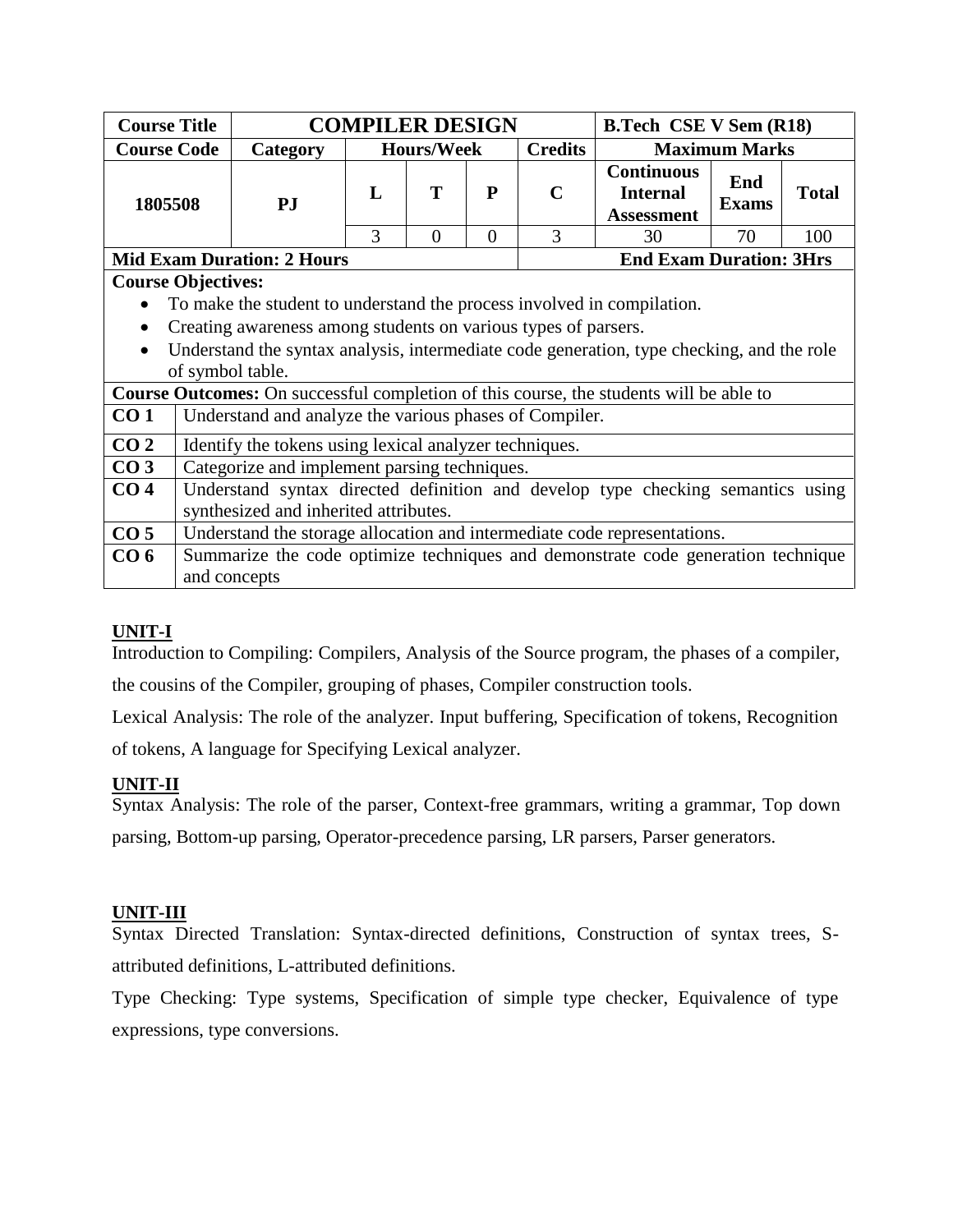| Course Title | COMPILER DESIGN | | | | | B.Tech CSE V Sem (R18) | | |
|---|---|---|---|---|---|---|---|---|
| **Course Code** | **Category** | **Hours/Week** | | | **Credits** | **Maximum Marks** | | |
| **1805508** | **PJ** | **L** | **T** | **P** | **C** | **Continuous Internal Assessment** | **End Exams** | **Total** |
| | | 3 | 0 | 0 | 3 | 30 | 70 | 100 |
| **Mid Exam Duration: 2 Hours** | | | | | | **End Exam Duration: 3Hrs** | | |

**Course Objectives:**

- To make the student to understand the process involved in compilation.
- Creating awareness among students on various types of parsers.
- Understand the syntax analysis, intermediate code generation, type checking, and the role of symbol table.

**Course Outcomes:** On successful completion of this course, the students will be able to

| | |
|---|---|
| **CO 1** | Understand and analyze the various phases of Compiler. |
| **CO 2** | Identify the tokens using lexical analyzer techniques. |
| **CO 3** | Categorize and implement parsing techniques. |
| **CO 4** | Understand syntax directed definition and develop type checking semantics using synthesized and inherited attributes. |
| **CO 5** | Understand the storage allocation and intermediate code representations. |
| **CO 6** | Summarize the code optimize techniques and demonstrate code generation technique and concepts |

## UNIT-I

Introduction to Compiling: Compilers, Analysis of the Source program, the phases of a compiler, the cousins of the Compiler, grouping of phases, Compiler construction tools.

Lexical Analysis: The role of the analyzer. Input buffering, Specification of tokens, Recognition of tokens, A language for Specifying Lexical analyzer.

## UNIT-II

Syntax Analysis: The role of the parser, Context-free grammars, writing a grammar, Top down parsing, Bottom-up parsing, Operator-precedence parsing, LR parsers, Parser generators.

## UNIT-III

Syntax Directed Translation: Syntax-directed definitions, Construction of syntax trees, S-attributed definitions, L-attributed definitions.

Type Checking: Type systems, Specification of simple type checker, Equivalence of type expressions, type conversions.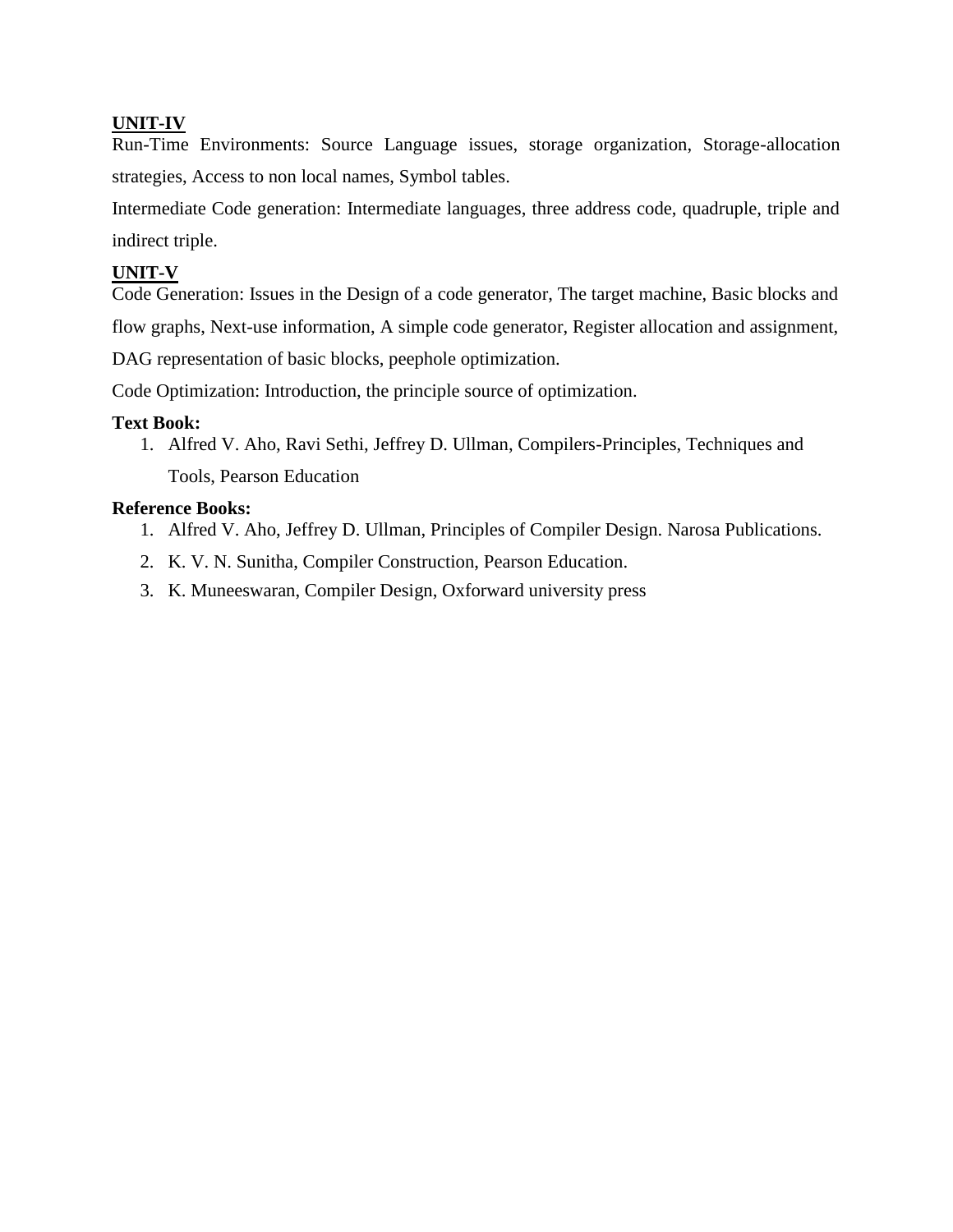**UNIT-IV**

Run-Time Environments: Source Language issues, storage organization, Storage-allocation strategies, Access to non local names, Symbol tables.

Intermediate Code generation: Intermediate languages, three address code, quadruple, triple and indirect triple.

**UNIT-V**

Code Generation: Issues in the Design of a code generator, The target machine, Basic blocks and flow graphs, Next-use information, A simple code generator, Register allocation and assignment, DAG representation of basic blocks, peephole optimization.

Code Optimization: Introduction, the principle source of optimization.

**Text Book:**

1. Alfred V. Aho, Ravi Sethi, Jeffrey D. Ullman, Compilers-Principles, Techniques and Tools, Pearson Education

**Reference Books:**

1. Alfred V. Aho, Jeffrey D. Ullman, Principles of Compiler Design. Narosa Publications.
2. K. V. N. Sunitha, Compiler Construction, Pearson Education.
3. K. Muneeswaran, Compiler Design, Oxforward university press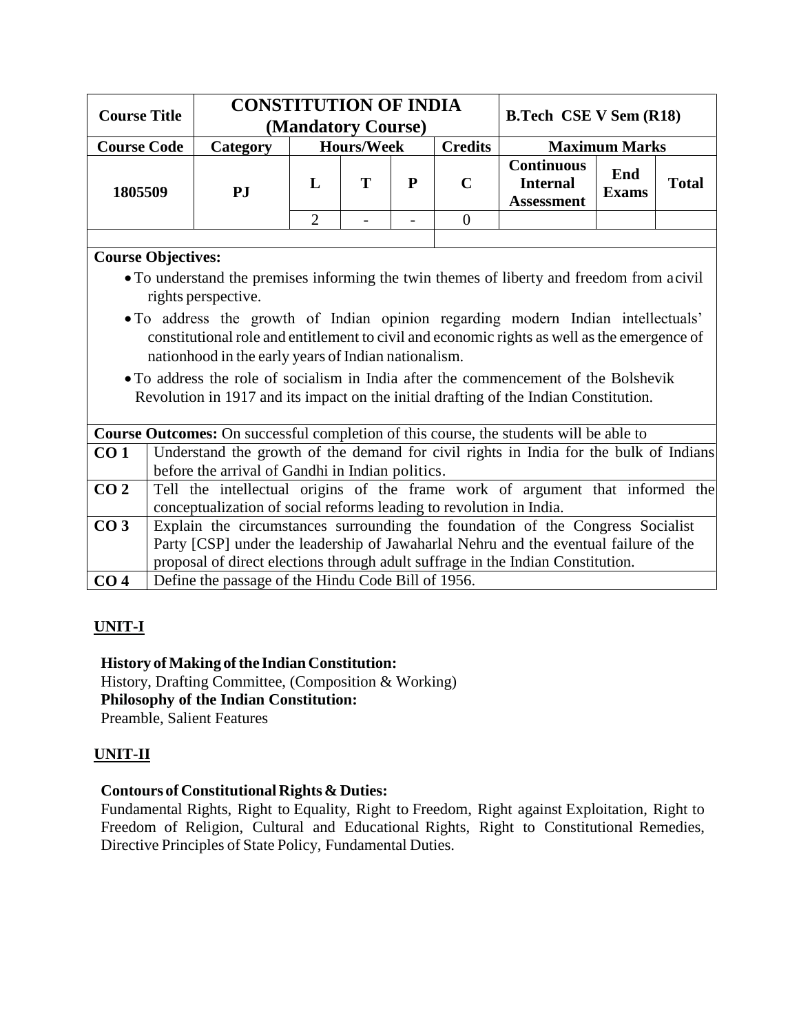| Course Title | CONSTITUTION OF INDIA (Mandatory Course) | | | | | B.Tech CSE V Sem (R18) | | |
|---|---|---|---|---|---|---|---|---|
| **Course Code** | **Category** | **Hours/Week** | | | **Credits** | **Maximum Marks** | | |
| **1805509** | **PJ** | **L** | **T** | **P** | **C** | **Continuous Internal Assessment** | **End Exams** | **Total** |
| | | 2 | - | - | 0 | | | |

**Course Objectives:**

- To understand the premises informing the twin themes of liberty and freedom from acivil rights perspective.
- To address the growth of Indian opinion regarding modern Indian intellectuals' constitutional role and entitlement to civil and economic rights as well as the emergence of nationhood in the early years of Indian nationalism.
- To address the role of socialism in India after the commencement of the Bolshevik Revolution in 1917 and its impact on the initial drafting of the Indian Constitution.

**Course Outcomes:** On successful completion of this course, the students will be able to

| | |
|---|---|
| **CO 1** | Understand the growth of the demand for civil rights in India for the bulk of Indians before the arrival of Gandhi in Indian politics. |
| **CO 2** | Tell the intellectual origins of the frame work of argument that informed the conceptualization of social reforms leading to revolution in India. |
| **CO 3** | Explain the circumstances surrounding the foundation of the Congress Socialist Party [CSP] under the leadership of Jawaharlal Nehru and the eventual failure of the proposal of direct elections through adult suffrage in the Indian Constitution. |
| **CO 4** | Define the passage of the Hindu Code Bill of 1956. |

## UNIT-I

**History of Making of the Indian Constitution:**
History, Drafting Committee, (Composition & Working)
**Philosophy of the Indian Constitution:**
Preamble, Salient Features

## UNIT-II

**Contours of Constitutional Rights & Duties:**
Fundamental Rights, Right to Equality, Right to Freedom, Right against Exploitation, Right to Freedom of Religion, Cultural and Educational Rights, Right to Constitutional Remedies, Directive Principles of State Policy, Fundamental Duties.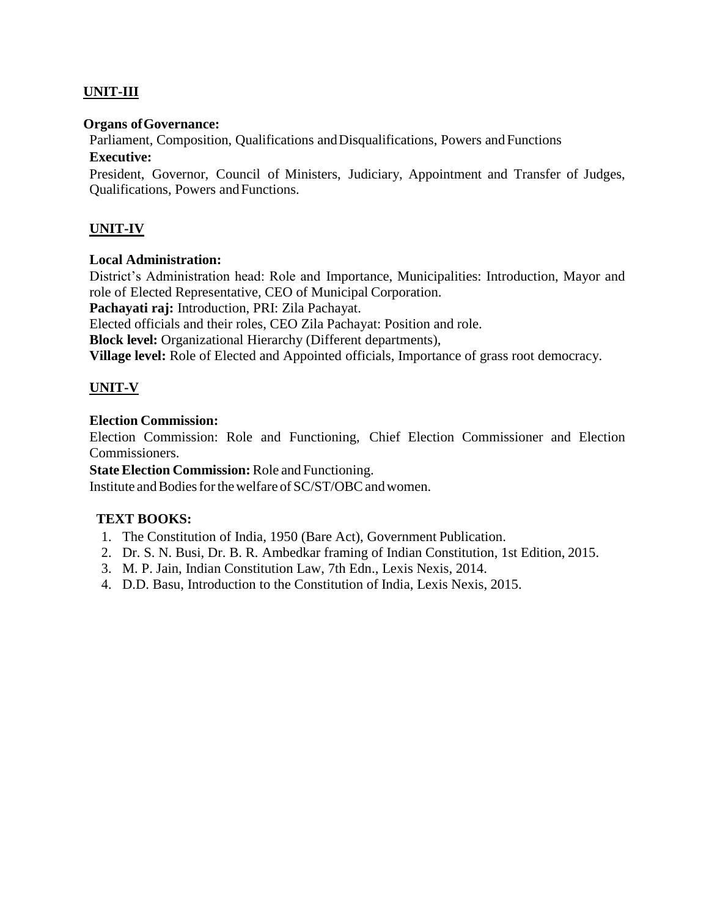## UNIT-III

**Organs of Governance:**

Parliament, Composition, Qualifications and Disqualifications, Powers and Functions

**Executive:**

President, Governor, Council of Ministers, Judiciary, Appointment and Transfer of Judges, Qualifications, Powers and Functions.

## UNIT-IV

**Local Administration:**

District's Administration head: Role and Importance, Municipalities: Introduction, Mayor and role of Elected Representative, CEO of Municipal Corporation.

**Pachayati raj:** Introduction, PRI: Zila Pachayat.

Elected officials and their roles, CEO Zila Pachayat: Position and role.

**Block level:** Organizational Hierarchy (Different departments),

**Village level:** Role of Elected and Appointed officials, Importance of grass root democracy.

## UNIT-V

**Election Commission:**

Election Commission: Role and Functioning, Chief Election Commissioner and Election Commissioners.

**State Election Commission:** Role and Functioning.

Institute and Bodies for the welfare of SC/ST/OBC and women.

**TEXT BOOKS:**

1. The Constitution of India, 1950 (Bare Act), Government Publication.
2. Dr. S. N. Busi, Dr. B. R. Ambedkar framing of Indian Constitution, 1st Edition, 2015.
3. M. P. Jain, Indian Constitution Law, 7th Edn., Lexis Nexis, 2014.
4. D.D. Basu, Introduction to the Constitution of India, Lexis Nexis, 2015.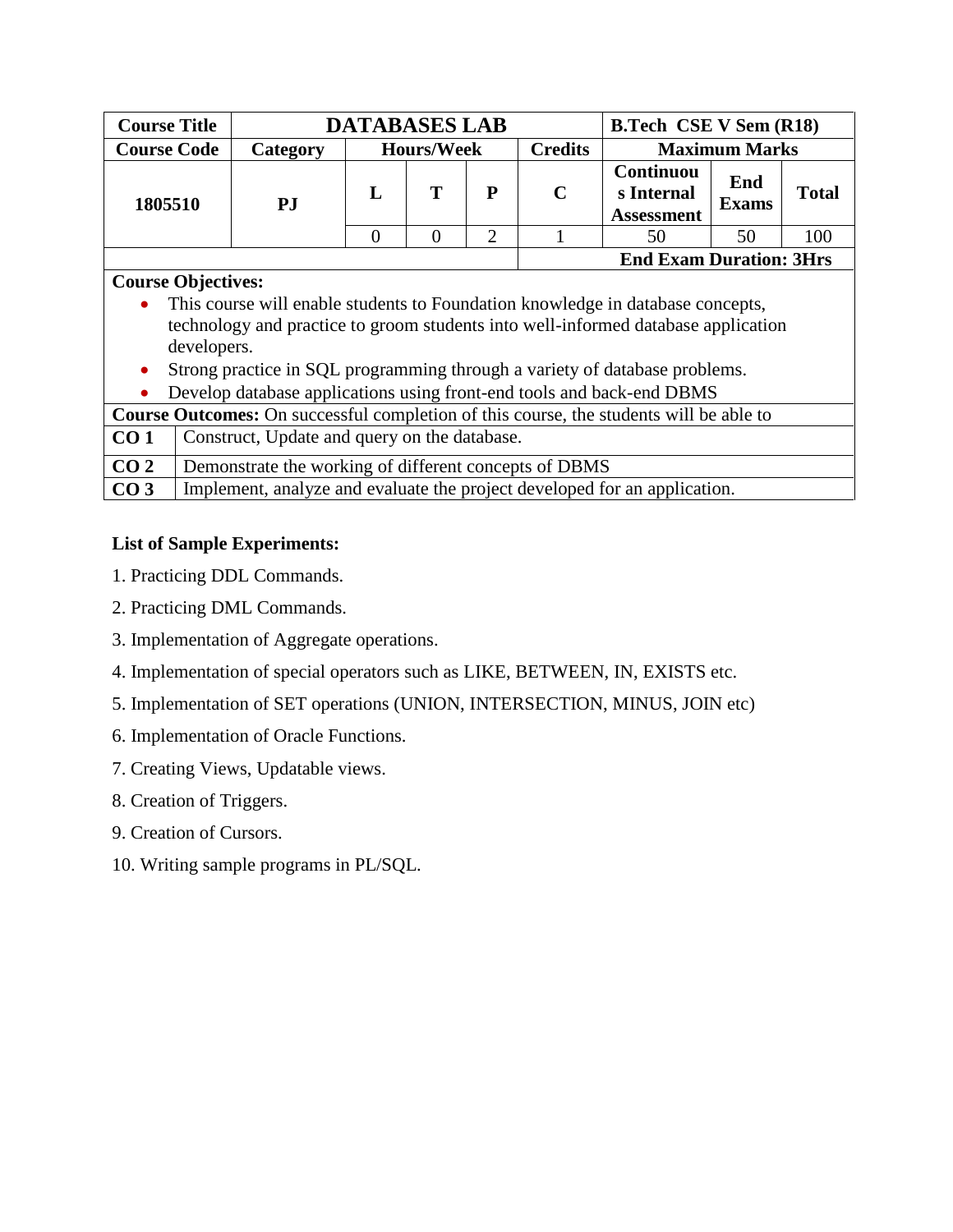| Course Title | DATABASES LAB | | | | B.Tech CSE V Sem (R18) | | |
|---|---|---|---|---|---|---|---|
| Course Code | Category | Hours/Week | | | Credits | Maximum Marks | |
| 1805510 | PJ | L | T | P | C | Continuous Internal Assessment | End Exams | Total |
| | | 0 | 0 | 2 | 1 | 50 | 50 | 100 |
| | | | | | | End Exam Duration: 3Hrs | | |

**Course Objectives:**

- This course will enable students to Foundation knowledge in database concepts, technology and practice to groom students into well-informed database application developers.
- Strong practice in SQL programming through a variety of database problems.
- Develop database applications using front-end tools and back-end DBMS

**Course Outcomes:** On successful completion of this course, the students will be able to

| | |
|---|---|
| **CO 1** | Construct, Update and query on the database. |
| **CO 2** | Demonstrate the working of different concepts of DBMS |
| **CO 3** | Implement, analyze and evaluate the project developed for an application. |

**List of Sample Experiments:**

1. Practicing DDL Commands.
2. Practicing DML Commands.
3. Implementation of Aggregate operations.
4. Implementation of special operators such as LIKE, BETWEEN, IN, EXISTS etc.
5. Implementation of SET operations (UNION, INTERSECTION, MINUS, JOIN etc)
6. Implementation of Oracle Functions.
7. Creating Views, Updatable views.
8. Creation of Triggers.
9. Creation of Cursors.
10. Writing sample programs in PL/SQL.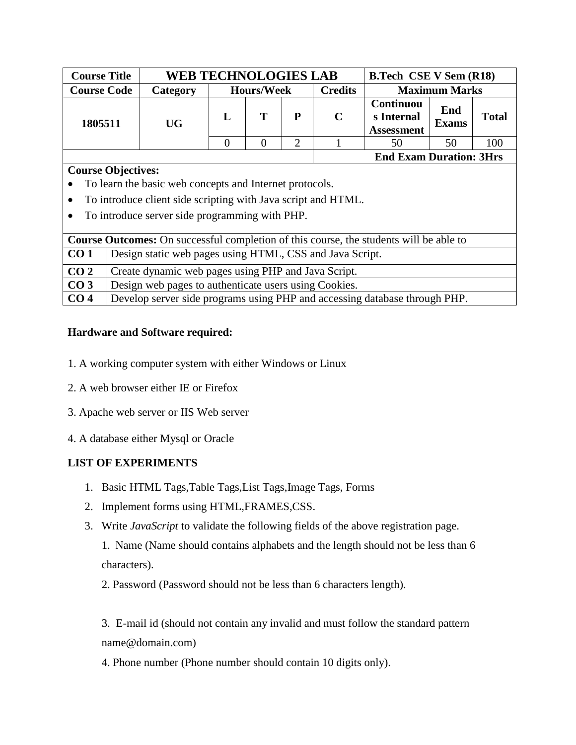| Course Title | WEB TECHNOLOGIES LAB | | | | | B.Tech CSE V Sem (R18) | | |
|---|---|---|---|---|---|---|---|---|
| Course Code | Category | Hours/Week | | | Credits | Maximum Marks | | |
| 1805511 | UG | L | T | P | C | Continuous Internal Assessment | End Exams | Total |
| | | 0 | 0 | 2 | 1 | 50 | 50 | 100 |
| | | | | | | End Exam Duration: 3Hrs | | |

**Course Objectives:**

- To learn the basic web concepts and Internet protocols.
- To introduce client side scripting with Java script and HTML.
- To introduce server side programming with PHP.

**Course Outcomes:** On successful completion of this course, the students will be able to

| | |
|---|---|
| **CO 1** | Design static web pages using HTML, CSS and Java Script. |
| **CO 2** | Create dynamic web pages using PHP and Java Script. |
| **CO 3** | Design web pages to authenticate users using Cookies. |
| **CO 4** | Develop server side programs using PHP and accessing database through PHP. |

**Hardware and Software required:**

1. A working computer system with either Windows or Linux
2. A web browser either IE or Firefox
3. Apache web server or IIS Web server
4. A database either Mysql or Oracle

**LIST OF EXPERIMENTS**

1. Basic HTML Tags,Table Tags,List Tags,Image Tags, Forms
2. Implement forms using HTML,FRAMES,CSS.
3. Write *JavaScript* to validate the following fields of the above registration page.

   1. Name (Name should contains alphabets and the length should not be less than 6 characters).

   2. Password (Password should not be less than 6 characters length).

   3. E-mail id (should not contain any invalid and must follow the standard pattern name@domain.com)

   4. Phone number (Phone number should contain 10 digits only).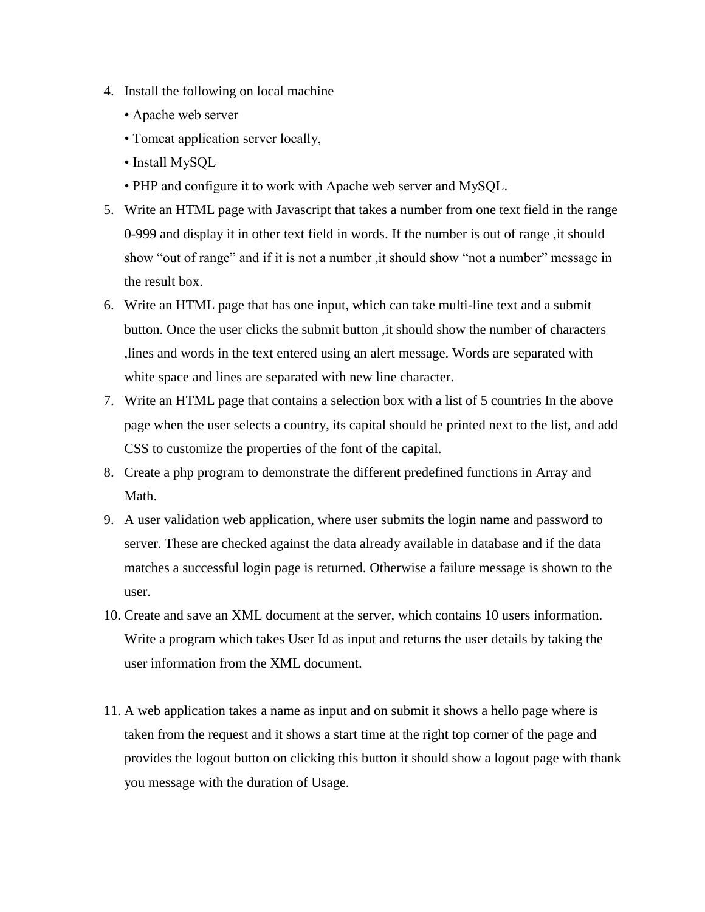4. Install the following on local machine
   - Apache web server
   - Tomcat application server locally,
   - Install MySQL
   - PHP and configure it to work with Apache web server and MySQL.
5. Write an HTML page with Javascript that takes a number from one text field in the range 0-999 and display it in other text field in words. If the number is out of range ,it should show “out of range” and if it is not a number ,it should show “not a number” message in the result box.
6. Write an HTML page that has one input, which can take multi-line text and a submit button. Once the user clicks the submit button ,it should show the number of characters ,lines and words in the text entered using an alert message. Words are separated with white space and lines are separated with new line character.
7. Write an HTML page that contains a selection box with a list of 5 countries In the above page when the user selects a country, its capital should be printed next to the list, and add CSS to customize the properties of the font of the capital.
8. Create a php program to demonstrate the different predefined functions in Array and Math.
9. A user validation web application, where user submits the login name and password to server. These are checked against the data already available in database and if the data matches a successful login page is returned. Otherwise a failure message is shown to the user.
10. Create and save an XML document at the server, which contains 10 users information. Write a program which takes User Id as input and returns the user details by taking the user information from the XML document.

11. A web application takes a name as input and on submit it shows a hello page where is taken from the request and it shows a start time at the right top corner of the page and provides the logout button on clicking this button it should show a logout page with thank you message with the duration of Usage.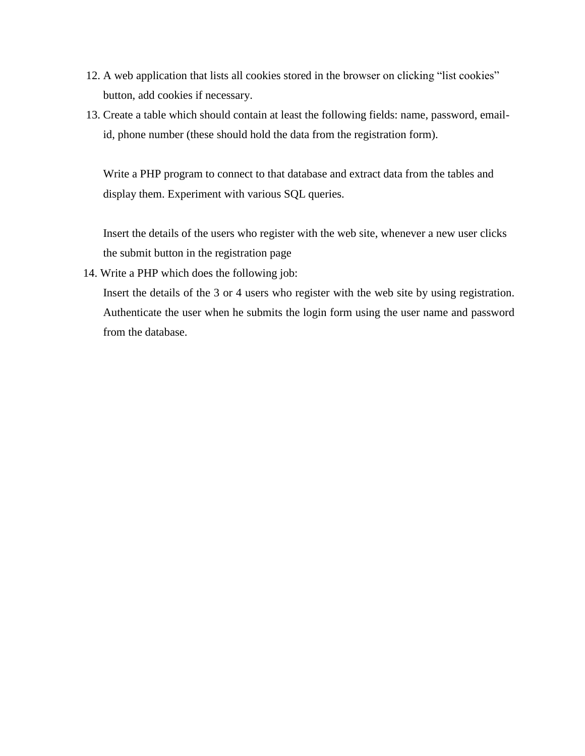12. A web application that lists all cookies stored in the browser on clicking “list cookies” button, add cookies if necessary.
13. Create a table which should contain at least the following fields: name, password, email-id, phone number (these should hold the data from the registration form).

    Write a PHP program to connect to that database and extract data from the tables and display them. Experiment with various SQL queries.

    Insert the details of the users who register with the web site, whenever a new user clicks the submit button in the registration page
14. Write a PHP which does the following job:

    Insert the details of the 3 or 4 users who register with the web site by using registration. Authenticate the user when he submits the login form using the user name and password from the database.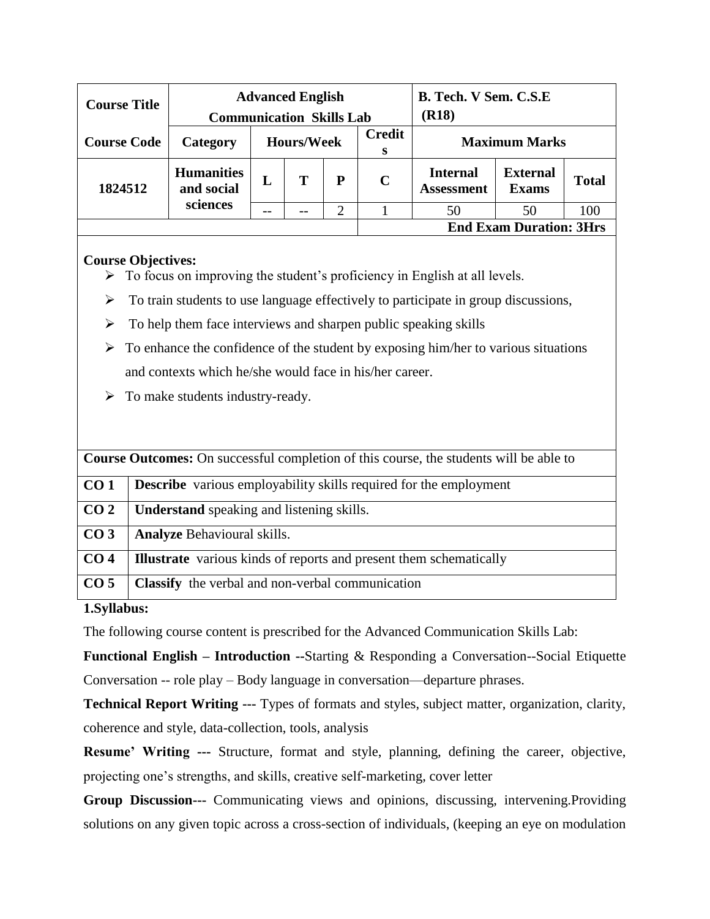| Course Title | Advanced English Communication Skills Lab | | | | | B. Tech. V Sem. C.S.E (R18) | | |
|---|---|---|---|---|---|---|---|---|
| **Course Code** | **Category** | **Hours/Week** | | | **Credits** | **Maximum Marks** | | |
| 1824512 | Humanities and social sciences | L | T | P | C | Internal Assessment | External Exams | Total |
| | | -- | -- | 2 | 1 | 50 | 50 | 100 |
| | | | | | **End Exam Duration: 3Hrs** | | | |

**Course Objectives:**

- To focus on improving the student's proficiency in English at all levels.
- To train students to use language effectively to participate in group discussions,
- To help them face interviews and sharpen public speaking skills
- To enhance the confidence of the student by exposing him/her to various situations and contexts which he/she would face in his/her career.
- To make students industry-ready.

| **Course Outcomes:** On successful completion of this course, the students will be able to | |
|---|---|
| **CO 1** | **Describe** various employability skills required for the employment |
| **CO 2** | **Understand** speaking and listening skills. |
| **CO 3** | **Analyze** Behavioural skills. |
| **CO 4** | **Illustrate** various kinds of reports and present them schematically |
| **CO 5** | **Classify** the verbal and non-verbal communication |

**1.Syllabus:**

The following course content is prescribed for the Advanced Communication Skills Lab:

**Functional English – Introduction --**Starting & Responding a Conversation--Social Etiquette Conversation -- role play – Body language in conversation—departure phrases.

**Technical Report Writing ---** Types of formats and styles, subject matter, organization, clarity, coherence and style, data-collection, tools, analysis

**Resume' Writing ---** Structure, format and style, planning, defining the career, objective, projecting one's strengths, and skills, creative self-marketing, cover letter

**Group Discussion---** Communicating views and opinions, discussing, intervening.Providing solutions on any given topic across a cross-section of individuals, (keeping an eye on modulation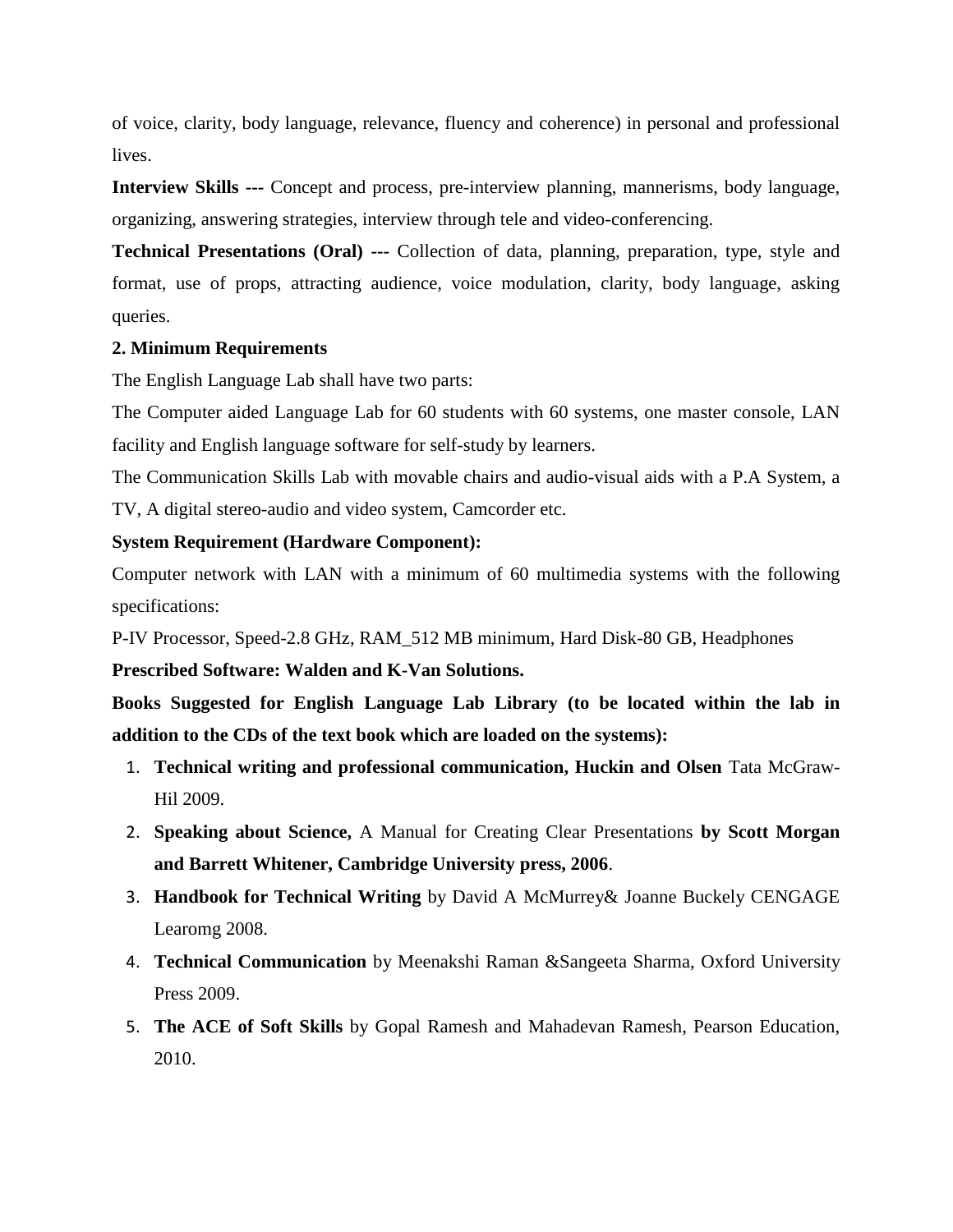of voice, clarity, body language, relevance, fluency and coherence) in personal and professional lives.

**Interview Skills ---** Concept and process, pre-interview planning, mannerisms, body language, organizing, answering strategies, interview through tele and video-conferencing.

**Technical Presentations (Oral) ---** Collection of data, planning, preparation, type, style and format, use of props, attracting audience, voice modulation, clarity, body language, asking queries.

**2. Minimum Requirements**

The English Language Lab shall have two parts:

The Computer aided Language Lab for 60 students with 60 systems, one master console, LAN facility and English language software for self-study by learners.

The Communication Skills Lab with movable chairs and audio-visual aids with a P.A System, a TV, A digital stereo-audio and video system, Camcorder etc.

**System Requirement (Hardware Component):**

Computer network with LAN with a minimum of 60 multimedia systems with the following specifications:

P-IV Processor, Speed-2.8 GHz, RAM_512 MB minimum, Hard Disk-80 GB, Headphones

**Prescribed Software: Walden and K-Van Solutions.**

**Books Suggested for English Language Lab Library (to be located within the lab in addition to the CDs of the text book which are loaded on the systems):**

1. **Technical writing and professional communication, Huckin and Olsen** Tata McGraw-Hil 2009.
2. **Speaking about Science,** A Manual for Creating Clear Presentations **by Scott Morgan and Barrett Whitener, Cambridge University press, 2006**.
3. **Handbook for Technical Writing** by David A McMurrey& Joanne Buckely CENGAGE Learomg 2008.
4. **Technical Communication** by Meenakshi Raman &Sangeeta Sharma, Oxford University Press 2009.
5. **The ACE of Soft Skills** by Gopal Ramesh and Mahadevan Ramesh, Pearson Education, 2010.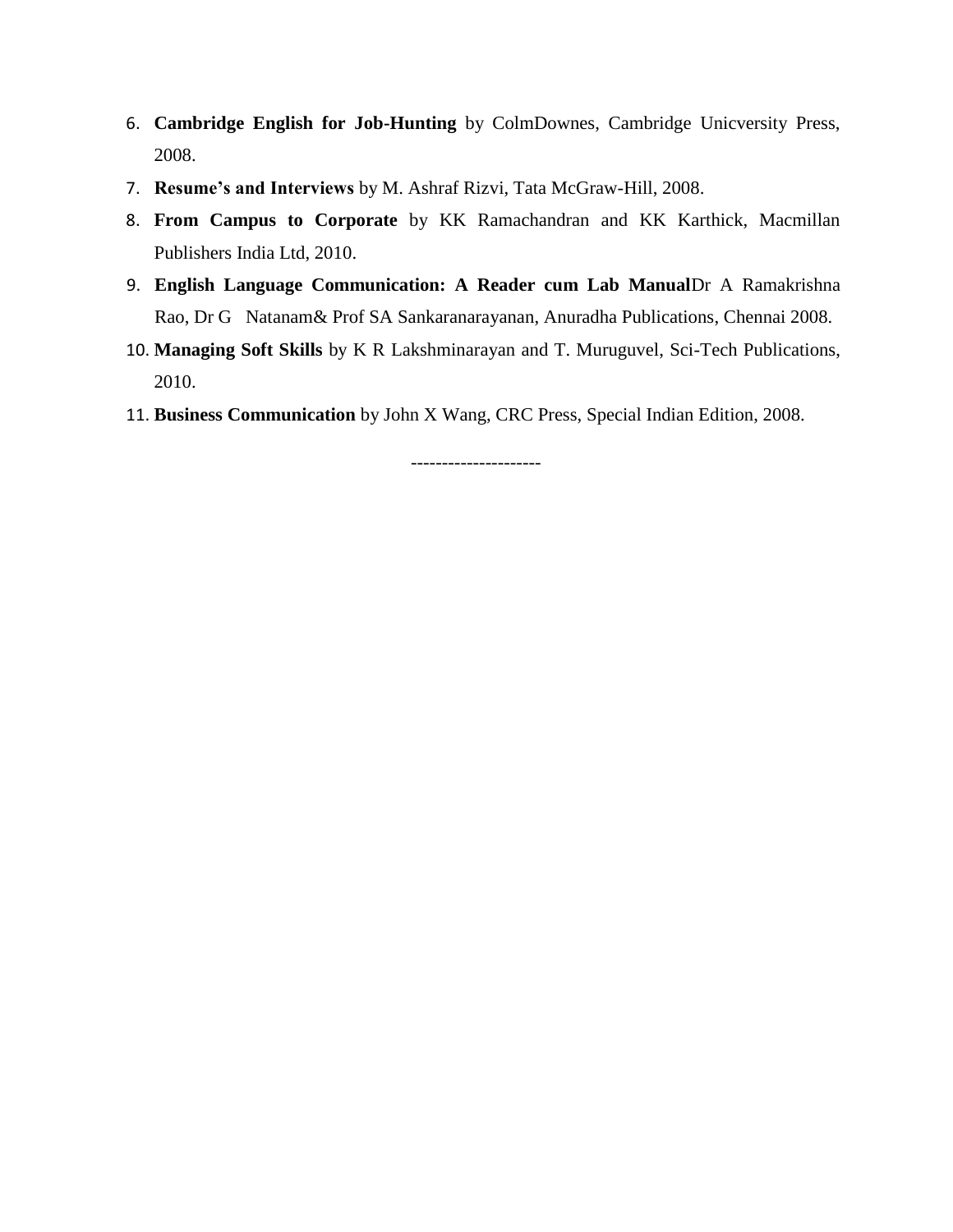6. **Cambridge English for Job-Hunting** by ColmDownes, Cambridge Unicversity Press, 2008.
7. **Resume's and Interviews** by M. Ashraf Rizvi, Tata McGraw-Hill, 2008.
8. **From Campus to Corporate** by KK Ramachandran and KK Karthick, Macmillan Publishers India Ltd, 2010.
9. **English Language Communication: A Reader cum Lab Manual**Dr A Ramakrishna Rao, Dr G Natanam& Prof SA Sankaranarayanan, Anuradha Publications, Chennai 2008.
10. **Managing Soft Skills** by K R Lakshminarayan and T. Muruguvel, Sci-Tech Publications, 2010.
11. **Business Communication** by John X Wang, CRC Press, Special Indian Edition, 2008.

---------------------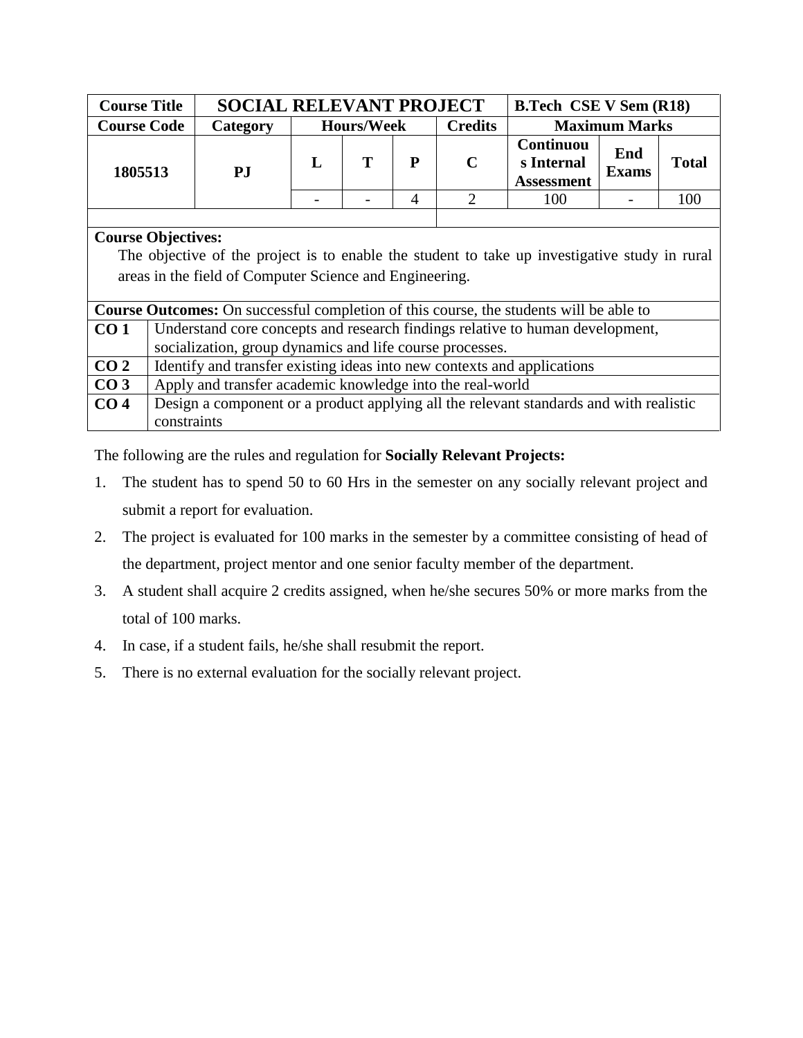| Course Title | SOCIAL RELEVANT PROJECT | | | | | B.Tech CSE V Sem (R18) | | |
|---|---|---|---|---|---|---|---|---|
| Course Code | Category | Hours/Week | | | Credits | Maximum Marks | | |
| 1805513 | PJ | L | T | P | C | Continuous Internal Assessment | End Exams | Total |
| | | - | - | 4 | 2 | 100 | - | 100 |

**Course Objectives:**

The objective of the project is to enable the student to take up investigative study in rural areas in the field of Computer Science and Engineering.

**Course Outcomes:** On successful completion of this course, the students will be able to

| | |
|---|---|
| **CO 1** | Understand core concepts and research findings relative to human development, socialization, group dynamics and life course processes. |
| **CO 2** | Identify and transfer existing ideas into new contexts and applications |
| **CO 3** | Apply and transfer academic knowledge into the real-world |
| **CO 4** | Design a component or a product applying all the relevant standards and with realistic constraints |

The following are the rules and regulation for **Socially Relevant Projects:**

1. The student has to spend 50 to 60 Hrs in the semester on any socially relevant project and submit a report for evaluation.
2. The project is evaluated for 100 marks in the semester by a committee consisting of head of the department, project mentor and one senior faculty member of the department.
3. A student shall acquire 2 credits assigned, when he/she secures 50% or more marks from the total of 100 marks.
4. In case, if a student fails, he/she shall resubmit the report.
5. There is no external evaluation for the socially relevant project.